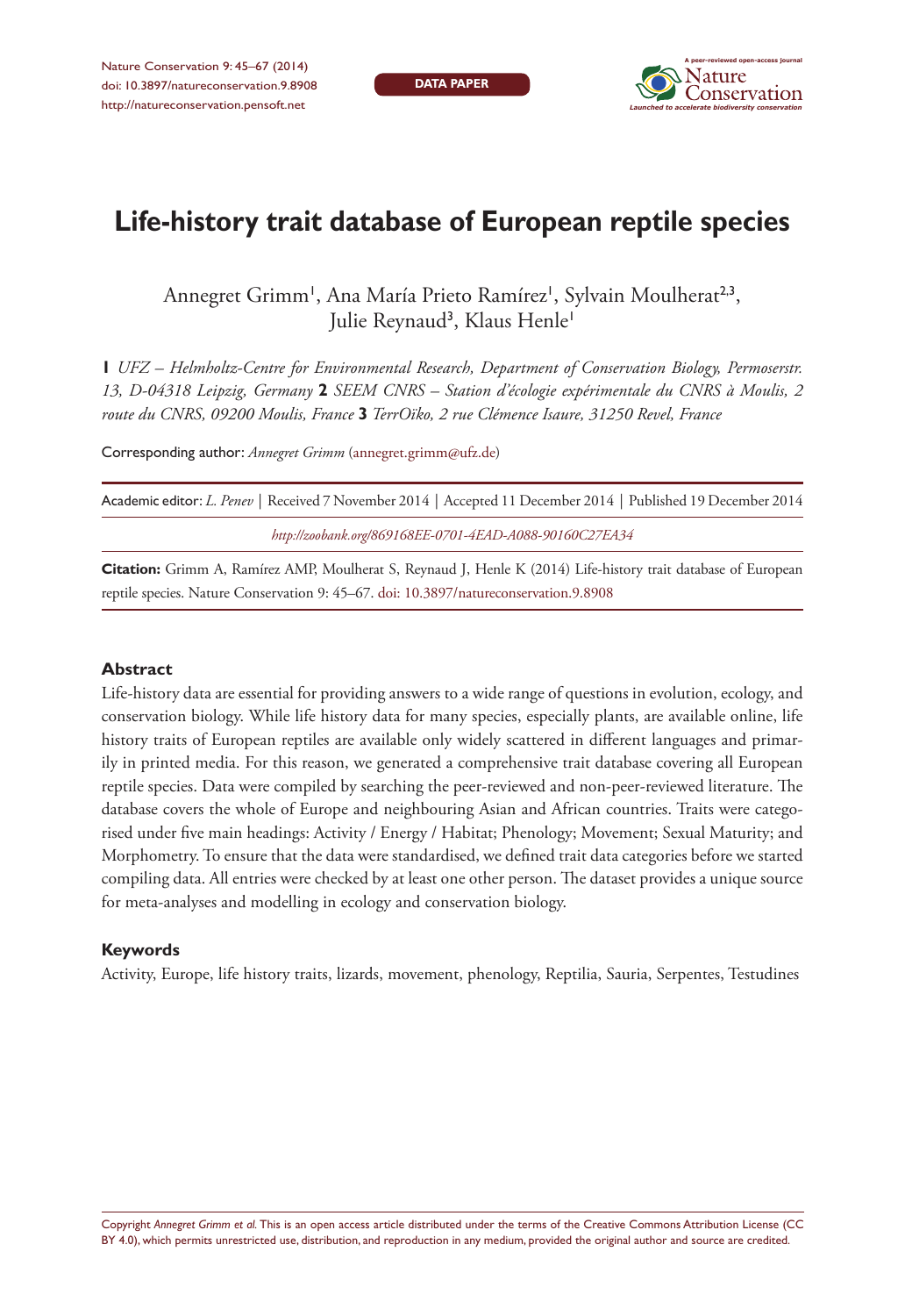DATA PAPER

# Life-history trait database of European reptile species

Annegret Grimm[1], Ana María Prieto Ramírez[1], Sylvain Moulherat[2,3], Julie Reynaud[3], Klaus Henle[1]

**1** *UFZ – Helmholtz-Centre for Environmental Research, Department of Conservation Biology, Permoserstr. 13, D-04318 Leipzig, Germany* **2** *SEEM CNRS – Station d'écologie expérimentale du CNRS à Moulis, 2 route du CNRS, 09200 Moulis, France* **3** *TerrOïko, 2 rue Clémence Isaure, 31250 Revel, France*

Corresponding author: *Annegret Grimm* (annegret.grimm@ufz.de)

Academic editor: *L. Penev* | Received 7 November 2014 | Accepted 11 December 2014 | Published 19 December 2014

*http://zoobank.org/869168EE-0701-4EAD-A088-90160C27EA34*

**Citation:** Grimm A, Ramírez AMP, Moulherat S, Reynaud J, Henle K (2014) Life-history trait database of European reptile species. Nature Conservation 9: 45–67. doi: 10.3897/natureconservation.9.8908

## Abstract

Life-history data are essential for providing answers to a wide range of questions in evolution, ecology, and conservation biology. While life history data for many species, especially plants, are available online, life history traits of European reptiles are available only widely scattered in different languages and primarily in printed media. For this reason, we generated a comprehensive trait database covering all European reptile species. Data were compiled by searching the peer-reviewed and non-peer-reviewed literature. The database covers the whole of Europe and neighbouring Asian and African countries. Traits were categorised under five main headings: Activity / Energy / Habitat; Phenology; Movement; Sexual Maturity; and Morphometry. To ensure that the data were standardised, we defined trait data categories before we started compiling data. All entries were checked by at least one other person. The dataset provides a unique source for meta-analyses and modelling in ecology and conservation biology.

## Keywords

Activity, Europe, life history traits, lizards, movement, phenology, Reptilia, Sauria, Serpentes, Testudines

Copyright *Annegret Grimm et al.* This is an open access article distributed under the terms of the Creative Commons Attribution License (CC BY 4.0), which permits unrestricted use, distribution, and reproduction in any medium, provided the original author and source are credited.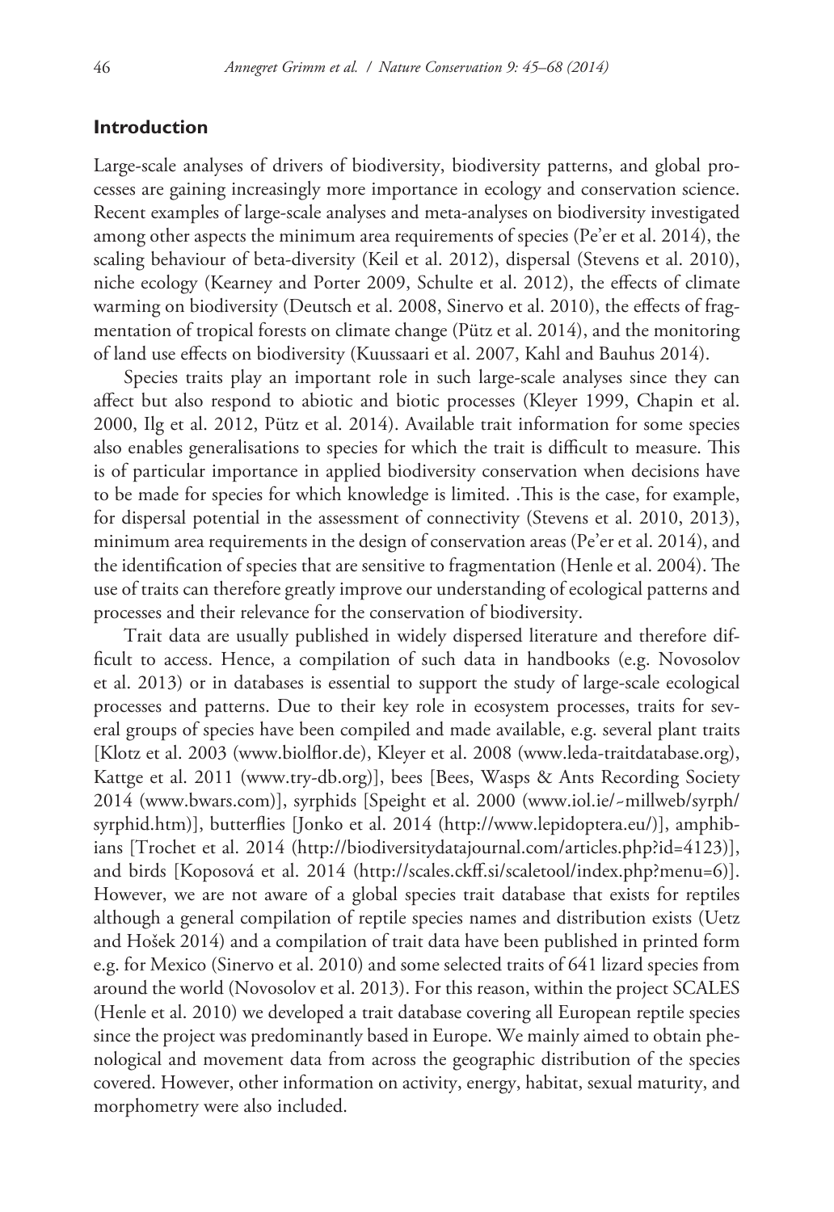## Introduction

Large-scale analyses of drivers of biodiversity, biodiversity patterns, and global processes are gaining increasingly more importance in ecology and conservation science. Recent examples of large-scale analyses and meta-analyses on biodiversity investigated among other aspects the minimum area requirements of species (Pe'er et al. 2014), the scaling behaviour of beta-diversity (Keil et al. 2012), dispersal (Stevens et al. 2010), niche ecology (Kearney and Porter 2009, Schulte et al. 2012), the effects of climate warming on biodiversity (Deutsch et al. 2008, Sinervo et al. 2010), the effects of fragmentation of tropical forests on climate change (Pütz et al. 2014), and the monitoring of land use effects on biodiversity (Kuussaari et al. 2007, Kahl and Bauhus 2014).

Species traits play an important role in such large-scale analyses since they can affect but also respond to abiotic and biotic processes (Kleyer 1999, Chapin et al. 2000, Ilg et al. 2012, Pütz et al. 2014). Available trait information for some species also enables generalisations to species for which the trait is difficult to measure. This is of particular importance in applied biodiversity conservation when decisions have to be made for species for which knowledge is limited. .This is the case, for example, for dispersal potential in the assessment of connectivity (Stevens et al. 2010, 2013), minimum area requirements in the design of conservation areas (Pe'er et al. 2014), and the identification of species that are sensitive to fragmentation (Henle et al. 2004). The use of traits can therefore greatly improve our understanding of ecological patterns and processes and their relevance for the conservation of biodiversity.

Trait data are usually published in widely dispersed literature and therefore difficult to access. Hence, a compilation of such data in handbooks (e.g. Novosolov et al. 2013) or in databases is essential to support the study of large-scale ecological processes and patterns. Due to their key role in ecosystem processes, traits for several groups of species have been compiled and made available, e.g. several plant traits [Klotz et al. 2003 (www.biolflor.de), Kleyer et al. 2008 (www.leda-traitdatabase.org), Kattge et al. 2011 (www.try-db.org)], bees [Bees, Wasps & Ants Recording Society 2014 (www.bwars.com)], syrphids [Speight et al. 2000 (www.iol.ie/~millweb/syrph/syrphid.htm)], butterflies [Jonko et al. 2014 (http://www.lepidoptera.eu/)], amphibians [Trochet et al. 2014 (http://biodiversitydatajournal.com/articles.php?id=4123)], and birds [Koposová et al. 2014 (http://scales.ckff.si/scaletool/index.php?menu=6)]. However, we are not aware of a global species trait database that exists for reptiles although a general compilation of reptile species names and distribution exists (Uetz and Hošek 2014) and a compilation of trait data have been published in printed form e.g. for Mexico (Sinervo et al. 2010) and some selected traits of 641 lizard species from around the world (Novosolov et al. 2013). For this reason, within the project SCALES (Henle et al. 2010) we developed a trait database covering all European reptile species since the project was predominantly based in Europe. We mainly aimed to obtain phenological and movement data from across the geographic distribution of the species covered. However, other information on activity, energy, habitat, sexual maturity, and morphometry were also included.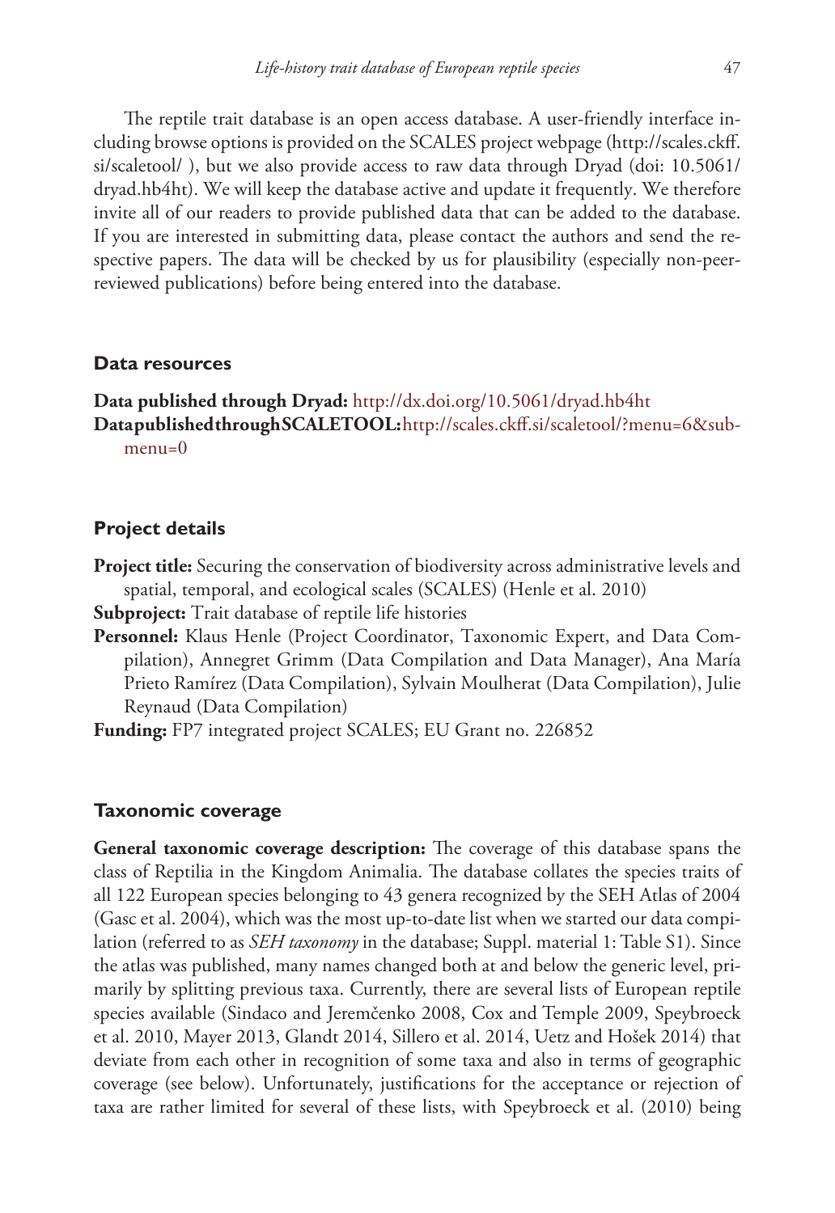The reptile trait database is an open access database. A user-friendly interface including browse options is provided on the SCALES project webpage (http://scales.ckff.si/scaletool/ ), but we also provide access to raw data through Dryad (doi: 10.5061/dryad.hb4ht). We will keep the database active and update it frequently. We therefore invite all of our readers to provide published data that can be added to the database. If you are interested in submitting data, please contact the authors and send the respective papers. The data will be checked by us for plausibility (especially non-peer-reviewed publications) before being entered into the database.

## Data resources

**Data published through Dryad:** http://dx.doi.org/10.5061/dryad.hb4ht
**Data published through SCALETOOL:** http://scales.ckff.si/scaletool/?menu=6&submenu=0

## Project details

**Project title:** Securing the conservation of biodiversity across administrative levels and spatial, temporal, and ecological scales (SCALES) (Henle et al. 2010)

**Subproject:** Trait database of reptile life histories

**Personnel:** Klaus Henle (Project Coordinator, Taxonomic Expert, and Data Compilation), Annegret Grimm (Data Compilation and Data Manager), Ana María Prieto Ramírez (Data Compilation), Sylvain Moulherat (Data Compilation), Julie Reynaud (Data Compilation)

**Funding:** FP7 integrated project SCALES; EU Grant no. 226852

## Taxonomic coverage

**General taxonomic coverage description:** The coverage of this database spans the class of Reptilia in the Kingdom Animalia. The database collates the species traits of all 122 European species belonging to 43 genera recognized by the SEH Atlas of 2004 (Gasc et al. 2004), which was the most up-to-date list when we started our data compilation (referred to as *SEH taxonomy* in the database; Suppl. material 1: Table S1). Since the atlas was published, many names changed both at and below the generic level, primarily by splitting previous taxa. Currently, there are several lists of European reptile species available (Sindaco and Jeremčenko 2008, Cox and Temple 2009, Speybroeck et al. 2010, Mayer 2013, Glandt 2014, Sillero et al. 2014, Uetz and Hošek 2014) that deviate from each other in recognition of some taxa and also in terms of geographic coverage (see below). Unfortunately, justifications for the acceptance or rejection of taxa are rather limited for several of these lists, with Speybroeck et al. (2010) being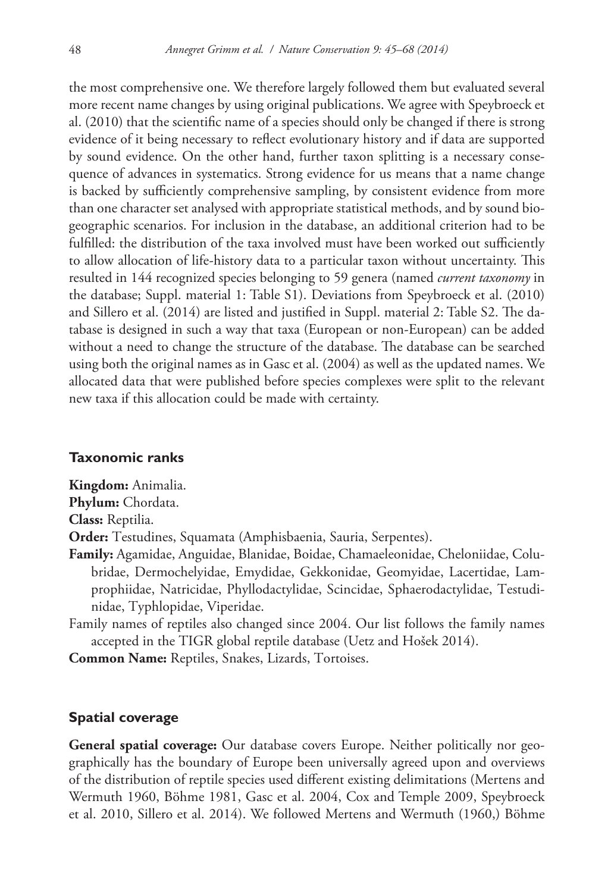the most comprehensive one. We therefore largely followed them but evaluated several more recent name changes by using original publications. We agree with Speybroeck et al. (2010) that the scientific name of a species should only be changed if there is strong evidence of it being necessary to reflect evolutionary history and if data are supported by sound evidence. On the other hand, further taxon splitting is a necessary consequence of advances in systematics. Strong evidence for us means that a name change is backed by sufficiently comprehensive sampling, by consistent evidence from more than one character set analysed with appropriate statistical methods, and by sound biogeographic scenarios. For inclusion in the database, an additional criterion had to be fulfilled: the distribution of the taxa involved must have been worked out sufficiently to allow allocation of life-history data to a particular taxon without uncertainty. This resulted in 144 recognized species belonging to 59 genera (named *current taxonomy* in the database; Suppl. material 1: Table S1). Deviations from Speybroeck et al. (2010) and Sillero et al. (2014) are listed and justified in Suppl. material 2: Table S2. The database is designed in such a way that taxa (European or non-European) can be added without a need to change the structure of the database. The database can be searched using both the original names as in Gasc et al. (2004) as well as the updated names. We allocated data that were published before species complexes were split to the relevant new taxa if this allocation could be made with certainty.

## Taxonomic ranks

**Kingdom:** Animalia.

**Phylum:** Chordata.

**Class:** Reptilia.

**Order:** Testudines, Squamata (Amphisbaenia, Sauria, Serpentes).

**Family:** Agamidae, Anguidae, Blanidae, Boidae, Chamaeleonidae, Cheloniidae, Colubridae, Dermochelyidae, Emydidae, Gekkonidae, Geomyidae, Lacertidae, Lamprophiidae, Natricidae, Phyllodactylidae, Scincidae, Sphaerodactylidae, Testudinidae, Typhlopidae, Viperidae.

Family names of reptiles also changed since 2004. Our list follows the family names accepted in the TIGR global reptile database (Uetz and Hošek 2014).

**Common Name:** Reptiles, Snakes, Lizards, Tortoises.

## Spatial coverage

**General spatial coverage:** Our database covers Europe. Neither politically nor geographically has the boundary of Europe been universally agreed upon and overviews of the distribution of reptile species used different existing delimitations (Mertens and Wermuth 1960, Böhme 1981, Gasc et al. 2004, Cox and Temple 2009, Speybroeck et al. 2010, Sillero et al. 2014). We followed Mertens and Wermuth (1960,) Böhme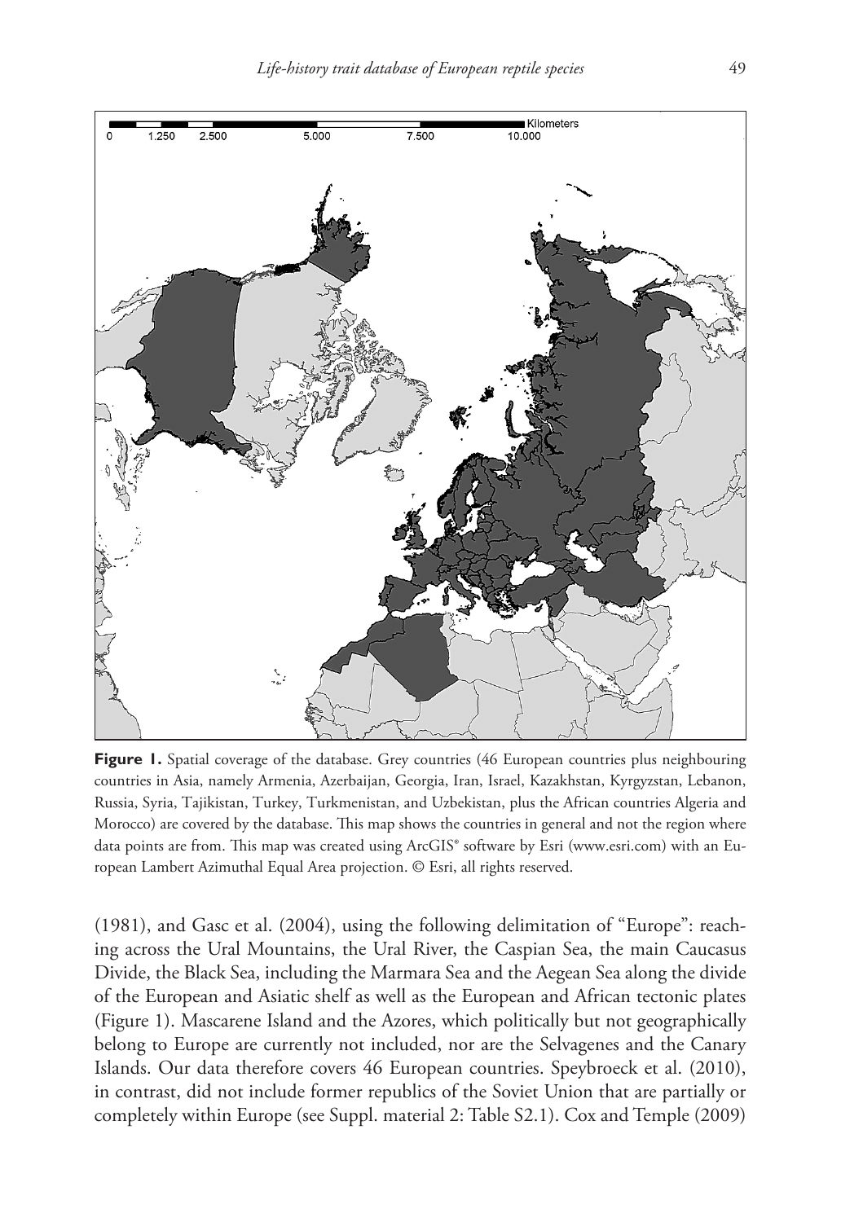**Figure 1.** Spatial coverage of the database. Grey countries (46 European countries plus neighbouring countries in Asia, namely Armenia, Azerbaijan, Georgia, Iran, Israel, Kazakhstan, Kyrgyzstan, Lebanon, Russia, Syria, Tajikistan, Turkey, Turkmenistan, and Uzbekistan, plus the African countries Algeria and Morocco) are covered by the database. This map shows the countries in general and not the region where data points are from. This map was created using ArcGIS® software by Esri (www.esri.com) with an European Lambert Azimuthal Equal Area projection. © Esri, all rights reserved.

(1981), and Gasc et al. (2004), using the following delimitation of "Europe": reaching across the Ural Mountains, the Ural River, the Caspian Sea, the main Caucasus Divide, the Black Sea, including the Marmara Sea and the Aegean Sea along the divide of the European and Asiatic shelf as well as the European and African tectonic plates (Figure 1). Mascarene Island and the Azores, which politically but not geographically belong to Europe are currently not included, nor are the Selvagenes and the Canary Islands. Our data therefore covers 46 European countries. Speybroeck et al. (2010), in contrast, did not include former republics of the Soviet Union that are partially or completely within Europe (see Suppl. material 2: Table S2.1). Cox and Temple (2009)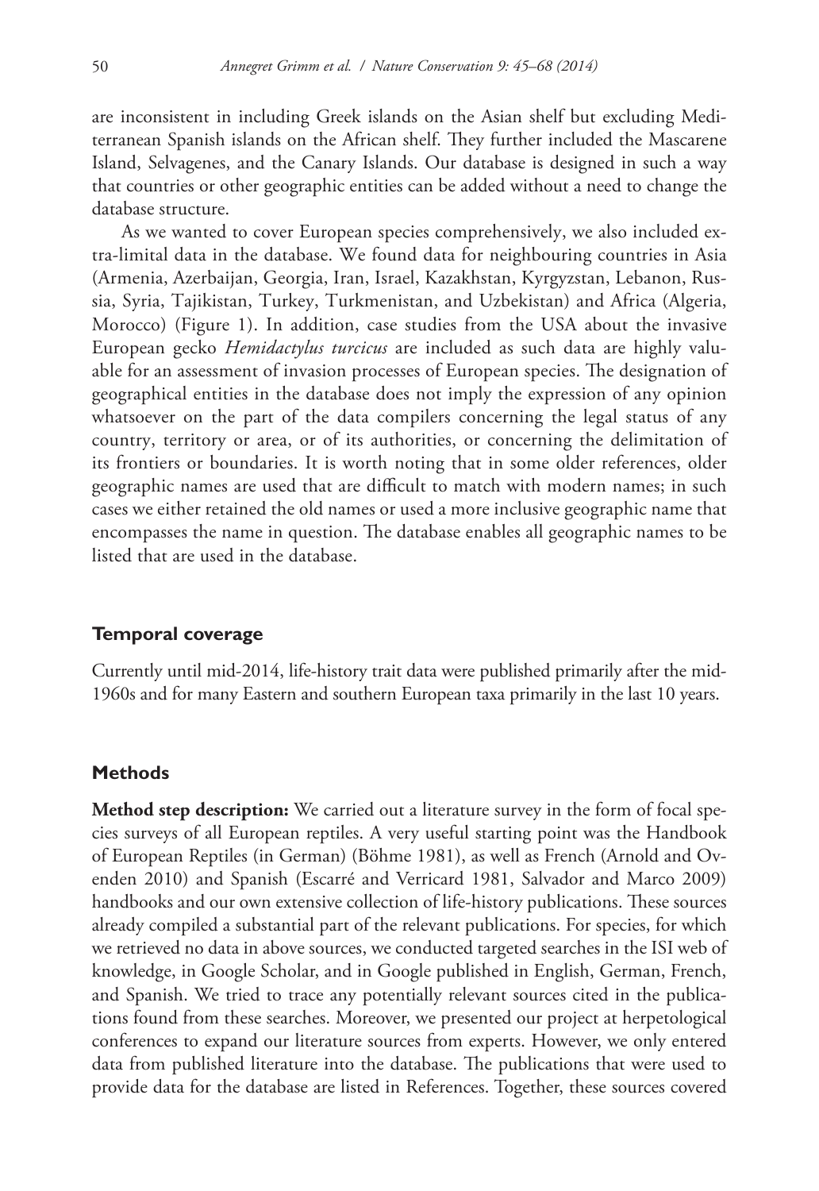are inconsistent in including Greek islands on the Asian shelf but excluding Mediterranean Spanish islands on the African shelf. They further included the Mascarene Island, Selvagenes, and the Canary Islands. Our database is designed in such a way that countries or other geographic entities can be added without a need to change the database structure.

As we wanted to cover European species comprehensively, we also included extra-limital data in the database. We found data for neighbouring countries in Asia (Armenia, Azerbaijan, Georgia, Iran, Israel, Kazakhstan, Kyrgyzstan, Lebanon, Russia, Syria, Tajikistan, Turkey, Turkmenistan, and Uzbekistan) and Africa (Algeria, Morocco) (Figure 1). In addition, case studies from the USA about the invasive European gecko *Hemidactylus turcicus* are included as such data are highly valuable for an assessment of invasion processes of European species. The designation of geographical entities in the database does not imply the expression of any opinion whatsoever on the part of the data compilers concerning the legal status of any country, territory or area, or of its authorities, or concerning the delimitation of its frontiers or boundaries. It is worth noting that in some older references, older geographic names are used that are difficult to match with modern names; in such cases we either retained the old names or used a more inclusive geographic name that encompasses the name in question. The database enables all geographic names to be listed that are used in the database.

## Temporal coverage

Currently until mid-2014, life-history trait data were published primarily after the mid-1960s and for many Eastern and southern European taxa primarily in the last 10 years.

## Methods

**Method step description:** We carried out a literature survey in the form of focal species surveys of all European reptiles. A very useful starting point was the Handbook of European Reptiles (in German) (Böhme 1981), as well as French (Arnold and Ovenden 2010) and Spanish (Escarré and Verricard 1981, Salvador and Marco 2009) handbooks and our own extensive collection of life-history publications. These sources already compiled a substantial part of the relevant publications. For species, for which we retrieved no data in above sources, we conducted targeted searches in the ISI web of knowledge, in Google Scholar, and in Google published in English, German, French, and Spanish. We tried to trace any potentially relevant sources cited in the publications found from these searches. Moreover, we presented our project at herpetological conferences to expand our literature sources from experts. However, we only entered data from published literature into the database. The publications that were used to provide data for the database are listed in References. Together, these sources covered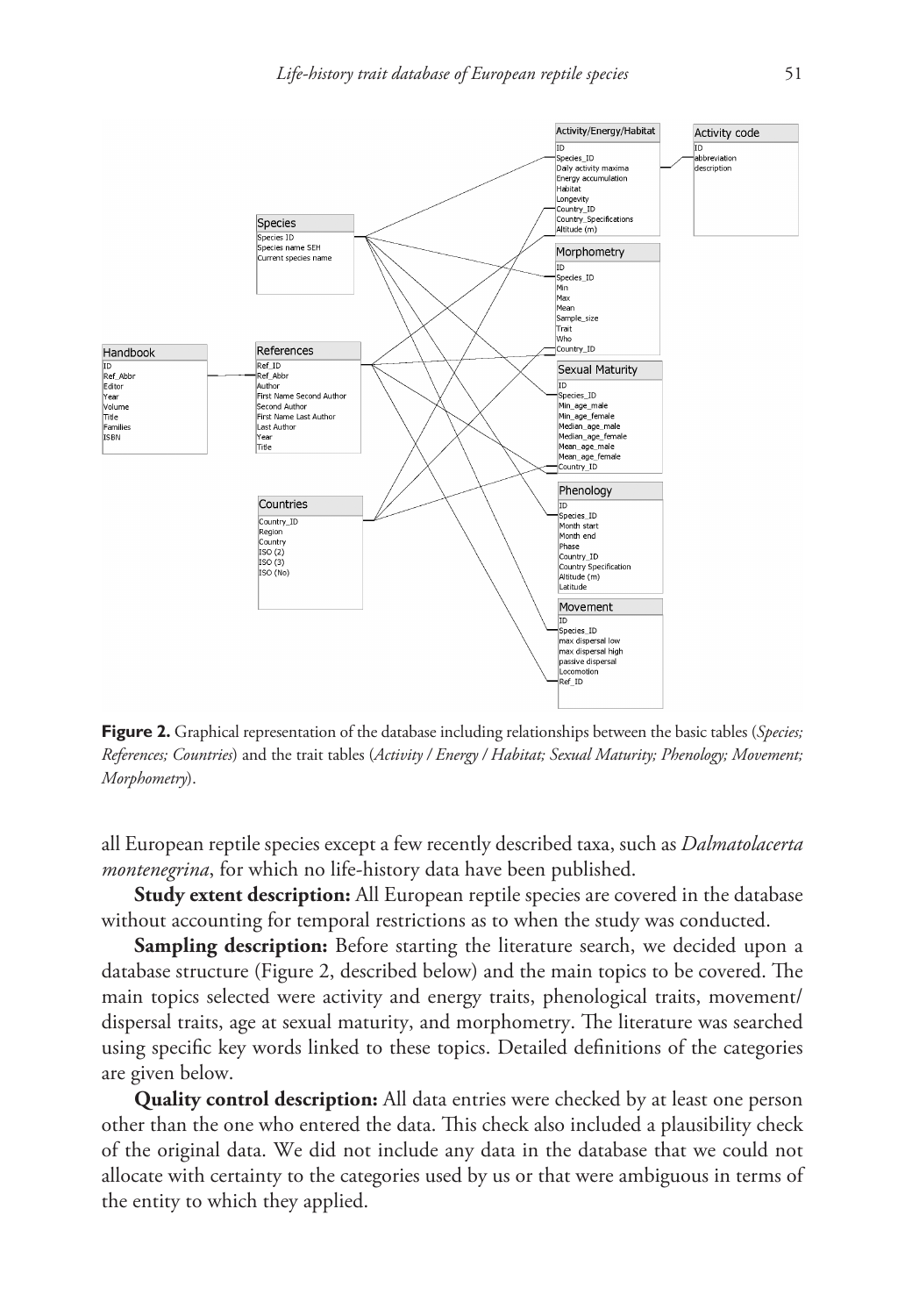**Figure 2.** Graphical representation of the database including relationships between the basic tables (*Species; References; Countries*) and the trait tables (*Activity / Energy / Habitat; Sexual Maturity; Phenology; Movement; Morphometry*).

all European reptile species except a few recently described taxa, such as *Dalmatolacerta montenegrina*, for which no life-history data have been published.

**Study extent description:** All European reptile species are covered in the database without accounting for temporal restrictions as to when the study was conducted.

**Sampling description:** Before starting the literature search, we decided upon a database structure (Figure 2, described below) and the main topics to be covered. The main topics selected were activity and energy traits, phenological traits, movement/dispersal traits, age at sexual maturity, and morphometry. The literature was searched using specific key words linked to these topics. Detailed definitions of the categories are given below.

**Quality control description:** All data entries were checked by at least one person other than the one who entered the data. This check also included a plausibility check of the original data. We did not include any data in the database that we could not allocate with certainty to the categories used by us or that were ambiguous in terms of the entity to which they applied.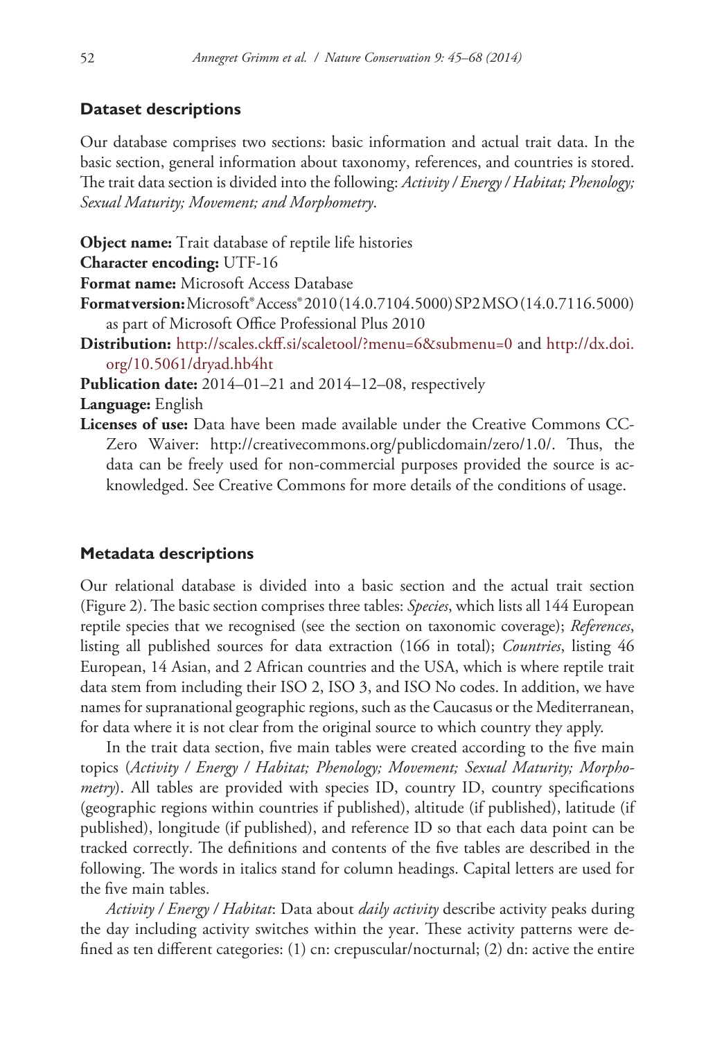## Dataset descriptions

Our database comprises two sections: basic information and actual trait data. In the basic section, general information about taxonomy, references, and countries is stored. The trait data section is divided into the following: *Activity / Energy / Habitat; Phenology; Sexual Maturity; Movement; and Morphometry*.

**Object name:** Trait database of reptile life histories

**Character encoding:** UTF-16

**Format name:** Microsoft Access Database

**Format version:** Microsoft® Access® 2010 (14.0.7104.5000) SP2 MSO (14.0.7116.5000) as part of Microsoft Office Professional Plus 2010

**Distribution:** http://scales.ckff.si/scaletool/?menu=6&submenu=0 and http://dx.doi.org/10.5061/dryad.hb4ht

**Publication date:** 2014–01–21 and 2014–12–08, respectively

**Language:** English

**Licenses of use:** Data have been made available under the Creative Commons CC-Zero Waiver: http://creativecommons.org/publicdomain/zero/1.0/. Thus, the data can be freely used for non-commercial purposes provided the source is acknowledged. See Creative Commons for more details of the conditions of usage.

## Metadata descriptions

Our relational database is divided into a basic section and the actual trait section (Figure 2). The basic section comprises three tables: *Species*, which lists all 144 European reptile species that we recognised (see the section on taxonomic coverage); *References*, listing all published sources for data extraction (166 in total); *Countries*, listing 46 European, 14 Asian, and 2 African countries and the USA, which is where reptile trait data stem from including their ISO 2, ISO 3, and ISO No codes. In addition, we have names for supranational geographic regions, such as the Caucasus or the Mediterranean, for data where it is not clear from the original source to which country they apply.

In the trait data section, five main tables were created according to the five main topics (*Activity / Energy / Habitat; Phenology; Movement; Sexual Maturity; Morphometry*). All tables are provided with species ID, country ID, country specifications (geographic regions within countries if published), altitude (if published), latitude (if published), longitude (if published), and reference ID so that each data point can be tracked correctly. The definitions and contents of the five tables are described in the following. The words in italics stand for column headings. Capital letters are used for the five main tables.

*Activity / Energy / Habitat*: Data about *daily activity* describe activity peaks during the day including activity switches within the year. These activity patterns were defined as ten different categories: (1) cn: crepuscular/nocturnal; (2) dn: active the entire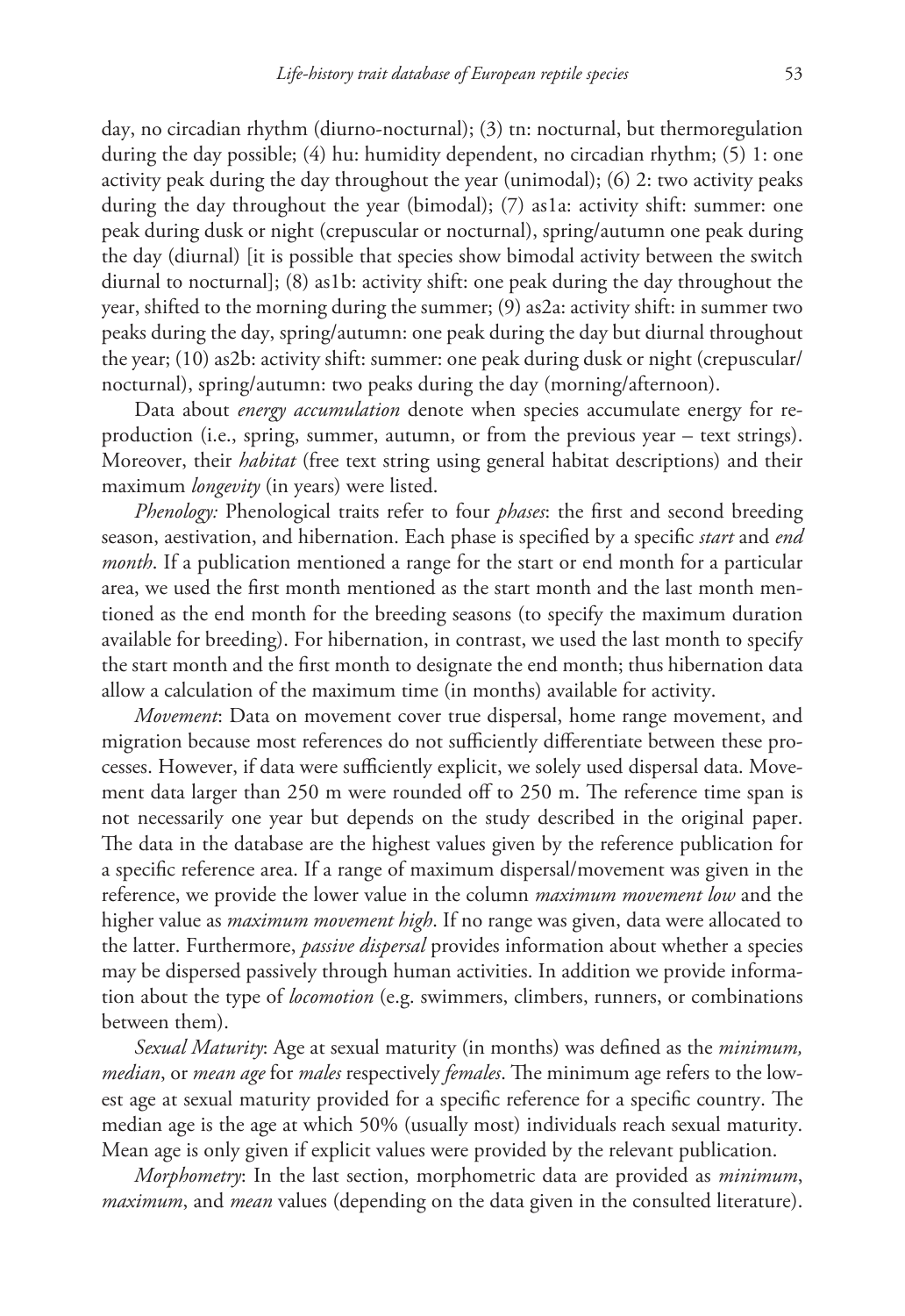day, no circadian rhythm (diurno-nocturnal); (3) tn: nocturnal, but thermoregulation during the day possible; (4) hu: humidity dependent, no circadian rhythm; (5) 1: one activity peak during the day throughout the year (unimodal); (6) 2: two activity peaks during the day throughout the year (bimodal); (7) as1a: activity shift: summer: one peak during dusk or night (crepuscular or nocturnal), spring/autumn one peak during the day (diurnal) [it is possible that species show bimodal activity between the switch diurnal to nocturnal]; (8) as1b: activity shift: one peak during the day throughout the year, shifted to the morning during the summer; (9) as2a: activity shift: in summer two peaks during the day, spring/autumn: one peak during the day but diurnal throughout the year; (10) as2b: activity shift: summer: one peak during dusk or night (crepuscular/nocturnal), spring/autumn: two peaks during the day (morning/afternoon).

Data about *energy accumulation* denote when species accumulate energy for reproduction (i.e., spring, summer, autumn, or from the previous year – text strings). Moreover, their *habitat* (free text string using general habitat descriptions) and their maximum *longevity* (in years) were listed.

*Phenology:* Phenological traits refer to four *phases*: the first and second breeding season, aestivation, and hibernation. Each phase is specified by a specific *start* and *end month*. If a publication mentioned a range for the start or end month for a particular area, we used the first month mentioned as the start month and the last month mentioned as the end month for the breeding seasons (to specify the maximum duration available for breeding). For hibernation, in contrast, we used the last month to specify the start month and the first month to designate the end month; thus hibernation data allow a calculation of the maximum time (in months) available for activity.

*Movement*: Data on movement cover true dispersal, home range movement, and migration because most references do not sufficiently differentiate between these processes. However, if data were sufficiently explicit, we solely used dispersal data. Movement data larger than 250 m were rounded off to 250 m. The reference time span is not necessarily one year but depends on the study described in the original paper. The data in the database are the highest values given by the reference publication for a specific reference area. If a range of maximum dispersal/movement was given in the reference, we provide the lower value in the column *maximum movement low* and the higher value as *maximum movement high*. If no range was given, data were allocated to the latter. Furthermore, *passive dispersal* provides information about whether a species may be dispersed passively through human activities. In addition we provide information about the type of *locomotion* (e.g. swimmers, climbers, runners, or combinations between them).

*Sexual Maturity*: Age at sexual maturity (in months) was defined as the *minimum, median*, or *mean age* for *males* respectively *females*. The minimum age refers to the lowest age at sexual maturity provided for a specific reference for a specific country. The median age is the age at which 50% (usually most) individuals reach sexual maturity. Mean age is only given if explicit values were provided by the relevant publication.

*Morphometry*: In the last section, morphometric data are provided as *minimum*, *maximum*, and *mean* values (depending on the data given in the consulted literature).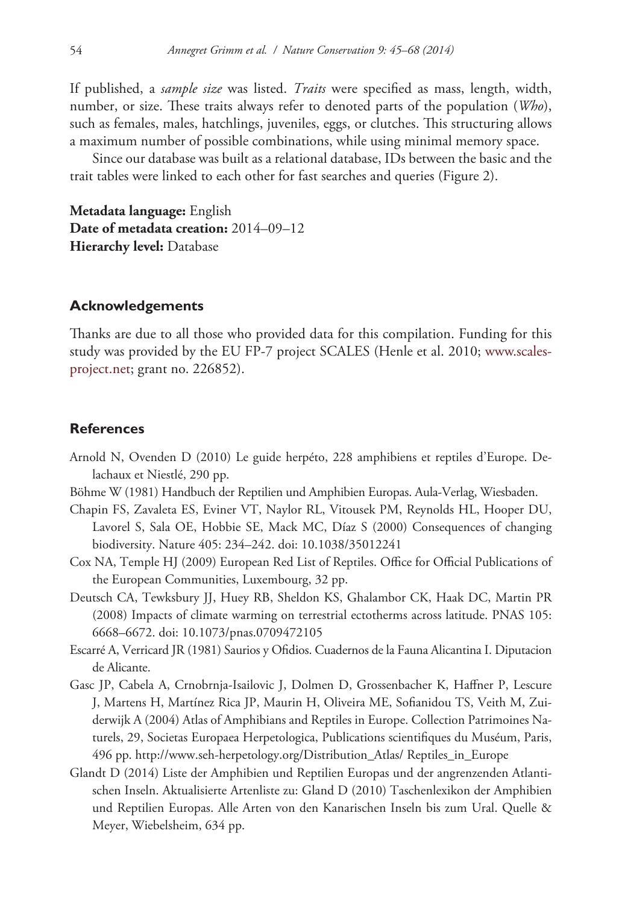If published, a *sample size* was listed. *Traits* were specified as mass, length, width, number, or size. These traits always refer to denoted parts of the population (*Who*), such as females, males, hatchlings, juveniles, eggs, or clutches. This structuring allows a maximum number of possible combinations, while using minimal memory space.

Since our database was built as a relational database, IDs between the basic and the trait tables were linked to each other for fast searches and queries (Figure 2).

**Metadata language:** English
**Date of metadata creation:** 2014–09–12
**Hierarchy level:** Database

## Acknowledgements

Thanks are due to all those who provided data for this compilation. Funding for this study was provided by the EU FP-7 project SCALES (Henle et al. 2010; www.scales-project.net; grant no. 226852).

## References

Arnold N, Ovenden D (2010) Le guide herpéto, 228 amphibiens et reptiles d'Europe. Delachaux et Niestlé, 290 pp.

Böhme W (1981) Handbuch der Reptilien und Amphibien Europas. Aula-Verlag, Wiesbaden.

Chapin FS, Zavaleta ES, Eviner VT, Naylor RL, Vitousek PM, Reynolds HL, Hooper DU, Lavorel S, Sala OE, Hobbie SE, Mack MC, Díaz S (2000) Consequences of changing biodiversity. Nature 405: 234–242. doi: 10.1038/35012241

Cox NA, Temple HJ (2009) European Red List of Reptiles. Office for Official Publications of the European Communities, Luxembourg, 32 pp.

Deutsch CA, Tewksbury JJ, Huey RB, Sheldon KS, Ghalambor CK, Haak DC, Martin PR (2008) Impacts of climate warming on terrestrial ectotherms across latitude. PNAS 105: 6668–6672. doi: 10.1073/pnas.0709472105

Escarré A, Verricard JR (1981) Saurios y Ofidios. Cuadernos de la Fauna Alicantina I. Diputacion de Alicante.

Gasc JP, Cabela A, Crnobrnja-Isailovic J, Dolmen D, Grossenbacher K, Haffner P, Lescure J, Martens H, Martínez Rica JP, Maurin H, Oliveira ME, Sofianidou TS, Veith M, Zuiderwijk A (2004) Atlas of Amphibians and Reptiles in Europe. Collection Patrimoines Naturels, 29, Societas Europaea Herpetologica, Publications scientifiques du Muséum, Paris, 496 pp. http://www.seh-herpetology.org/Distribution_Atlas/ Reptiles_in_Europe

Glandt D (2014) Liste der Amphibien und Reptilien Europas und der angrenzenden Atlantischen Inseln. Aktualisierte Artenliste zu: Gland D (2010) Taschenlexikon der Amphibien und Reptilien Europas. Alle Arten von den Kanarischen Inseln bis zum Ural. Quelle & Meyer, Wiebelsheim, 634 pp.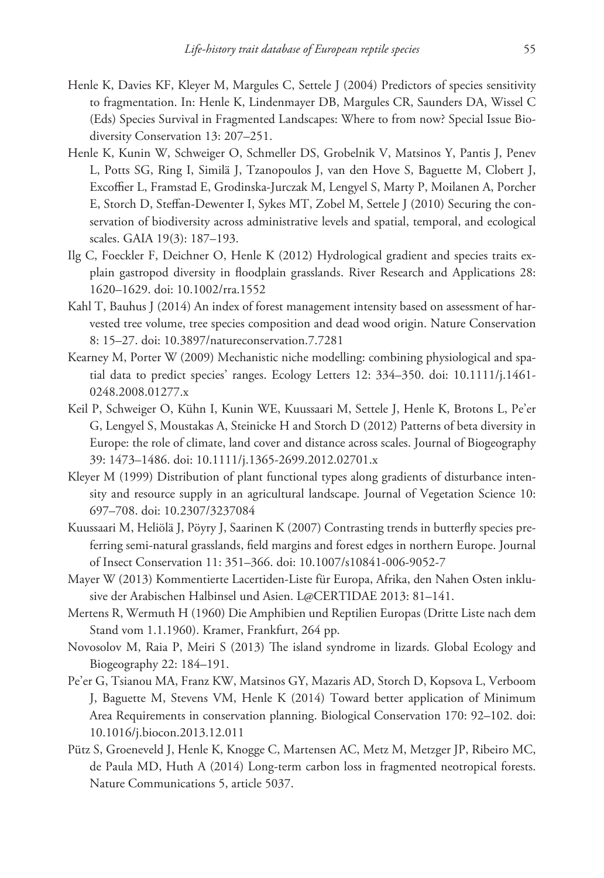Henle K, Davies KF, Kleyer M, Margules C, Settele J (2004) Predictors of species sensitivity to fragmentation. In: Henle K, Lindenmayer DB, Margules CR, Saunders DA, Wissel C (Eds) Species Survival in Fragmented Landscapes: Where to from now? Special Issue Biodiversity Conservation 13: 207–251.

Henle K, Kunin W, Schweiger O, Schmeller DS, Grobelnik V, Matsinos Y, Pantis J, Penev L, Potts SG, Ring I, Similä J, Tzanopoulos J, van den Hove S, Baguette M, Clobert J, Excoffier L, Framstad E, Grodinska-Jurczak M, Lengyel S, Marty P, Moilanen A, Porcher E, Storch D, Steffan-Dewenter I, Sykes MT, Zobel M, Settele J (2010) Securing the conservation of biodiversity across administrative levels and spatial, temporal, and ecological scales. GAIA 19(3): 187–193.

Ilg C, Foeckler F, Deichner O, Henle K (2012) Hydrological gradient and species traits explain gastropod diversity in floodplain grasslands. River Research and Applications 28: 1620–1629. doi: 10.1002/rra.1552

Kahl T, Bauhus J (2014) An index of forest management intensity based on assessment of harvested tree volume, tree species composition and dead wood origin. Nature Conservation 8: 15–27. doi: 10.3897/natureconservation.7.7281

Kearney M, Porter W (2009) Mechanistic niche modelling: combining physiological and spatial data to predict species' ranges. Ecology Letters 12: 334–350. doi: 10.1111/j.1461-0248.2008.01277.x

Keil P, Schweiger O, Kühn I, Kunin WE, Kuussaari M, Settele J, Henle K, Brotons L, Pe'er G, Lengyel S, Moustakas A, Steinicke H and Storch D (2012) Patterns of beta diversity in Europe: the role of climate, land cover and distance across scales. Journal of Biogeography 39: 1473–1486. doi: 10.1111/j.1365-2699.2012.02701.x

Kleyer M (1999) Distribution of plant functional types along gradients of disturbance intensity and resource supply in an agricultural landscape. Journal of Vegetation Science 10: 697–708. doi: 10.2307/3237084

Kuussaari M, Heliölä J, Pöyry J, Saarinen K (2007) Contrasting trends in butterfly species preferring semi-natural grasslands, field margins and forest edges in northern Europe. Journal of Insect Conservation 11: 351–366. doi: 10.1007/s10841-006-9052-7

Mayer W (2013) Kommentierte Lacertiden-Liste für Europa, Afrika, den Nahen Osten inklusive der Arabischen Halbinsel und Asien. L@CERTIDAE 2013: 81–141.

Mertens R, Wermuth H (1960) Die Amphibien und Reptilien Europas (Dritte Liste nach dem Stand vom 1.1.1960). Kramer, Frankfurt, 264 pp.

Novosolov M, Raia P, Meiri S (2013) The island syndrome in lizards. Global Ecology and Biogeography 22: 184–191.

Pe'er G, Tsianou MA, Franz KW, Matsinos GY, Mazaris AD, Storch D, Kopsova L, Verboom J, Baguette M, Stevens VM, Henle K (2014) Toward better application of Minimum Area Requirements in conservation planning. Biological Conservation 170: 92–102. doi: 10.1016/j.biocon.2013.12.011

Pütz S, Groeneveld J, Henle K, Knogge C, Martensen AC, Metz M, Metzger JP, Ribeiro MC, de Paula MD, Huth A (2014) Long-term carbon loss in fragmented neotropical forests. Nature Communications 5, article 5037.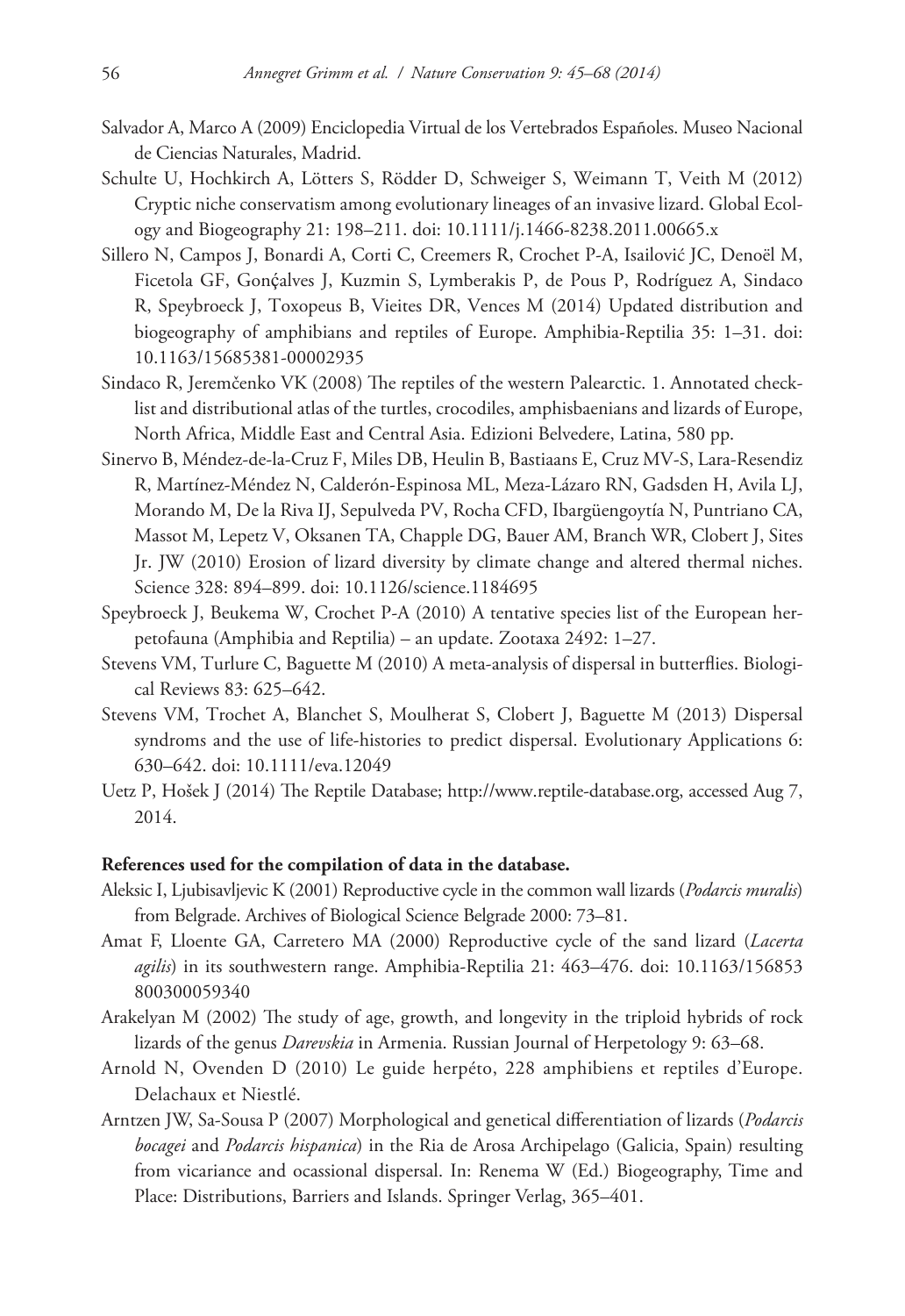Salvador A, Marco A (2009) Enciclopedia Virtual de los Vertebrados Españoles. Museo Nacional de Ciencias Naturales, Madrid.

Schulte U, Hochkirch A, Lötters S, Rödder D, Schweiger S, Weimann T, Veith M (2012) Cryptic niche conservatism among evolutionary lineages of an invasive lizard. Global Ecology and Biogeography 21: 198–211. doi: 10.1111/j.1466-8238.2011.00665.x

Sillero N, Campos J, Bonardi A, Corti C, Creemers R, Crochet P-A, Isailović JC, Denoël M, Ficetola GF, Gonçalves J, Kuzmin S, Lymberakis P, de Pous P, Rodríguez A, Sindaco R, Speybroeck J, Toxopeus B, Vieites DR, Vences M (2014) Updated distribution and biogeography of amphibians and reptiles of Europe. Amphibia-Reptilia 35: 1–31. doi: 10.1163/15685381-00002935

Sindaco R, Jeremčenko VK (2008) The reptiles of the western Palearctic. 1. Annotated checklist and distributional atlas of the turtles, crocodiles, amphisbaenians and lizards of Europe, North Africa, Middle East and Central Asia. Edizioni Belvedere, Latina, 580 pp.

Sinervo B, Méndez-de-la-Cruz F, Miles DB, Heulin B, Bastiaans E, Cruz MV-S, Lara-Resendiz R, Martínez-Méndez N, Calderón-Espinosa ML, Meza-Lázaro RN, Gadsden H, Avila LJ, Morando M, De la Riva IJ, Sepulveda PV, Rocha CFD, Ibargüengoytía N, Puntriano CA, Massot M, Lepetz V, Oksanen TA, Chapple DG, Bauer AM, Branch WR, Clobert J, Sites Jr. JW (2010) Erosion of lizard diversity by climate change and altered thermal niches. Science 328: 894–899. doi: 10.1126/science.1184695

Speybroeck J, Beukema W, Crochet P-A (2010) A tentative species list of the European herpetofauna (Amphibia and Reptilia) – an update. Zootaxa 2492: 1–27.

Stevens VM, Turlure C, Baguette M (2010) A meta-analysis of dispersal in butterflies. Biological Reviews 83: 625–642.

Stevens VM, Trochet A, Blanchet S, Moulherat S, Clobert J, Baguette M (2013) Dispersal syndroms and the use of life-histories to predict dispersal. Evolutionary Applications 6: 630–642. doi: 10.1111/eva.12049

Uetz P, Hošek J (2014) The Reptile Database; http://www.reptile-database.org, accessed Aug 7, 2014.

**References used for the compilation of data in the database.**

Aleksic I, Ljubisavljevic K (2001) Reproductive cycle in the common wall lizards (*Podarcis muralis*) from Belgrade. Archives of Biological Science Belgrade 2000: 73–81.

Amat F, Lloente GA, Carretero MA (2000) Reproductive cycle of the sand lizard (*Lacerta agilis*) in its southwestern range. Amphibia-Reptilia 21: 463–476. doi: 10.1163/156853800300059340

Arakelyan M (2002) The study of age, growth, and longevity in the triploid hybrids of rock lizards of the genus *Darevskia* in Armenia. Russian Journal of Herpetology 9: 63–68.

Arnold N, Ovenden D (2010) Le guide herpéto, 228 amphibiens et reptiles d'Europe. Delachaux et Niestlé.

Arntzen JW, Sa-Sousa P (2007) Morphological and genetical differentiation of lizards (*Podarcis bocagei* and *Podarcis hispanica*) in the Ria de Arosa Archipelago (Galicia, Spain) resulting from vicariance and ocassional dispersal. In: Renema W (Ed.) Biogeography, Time and Place: Distributions, Barriers and Islands. Springer Verlag, 365–401.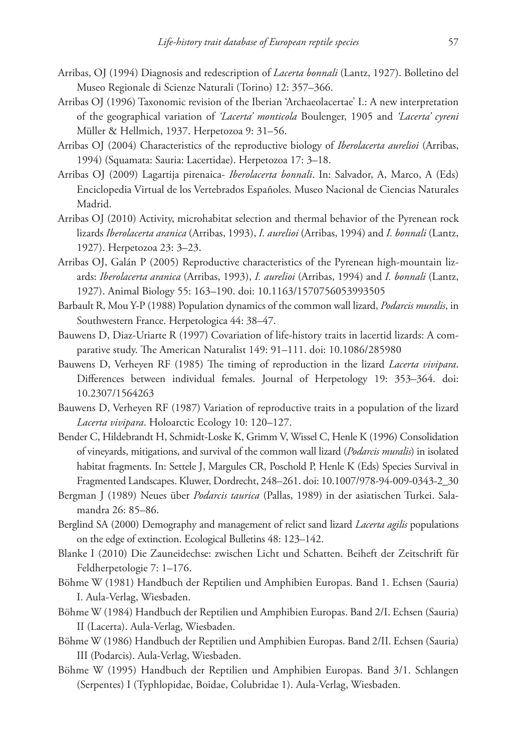Arribas, OJ (1994) Diagnosis and redescription of *Lacerta bonnali* (Lantz, 1927). Bolletino del Museo Regionale di Scienze Naturali (Torino) 12: 357–366.

Arribas OJ (1996) Taxonomic revision of the Iberian 'Archaeolacertae' I.: A new interpretation of the geographical variation of *'Lacerta' monticola* Boulenger, 1905 and *'Lacerta' cyreni* Müller & Hellmich, 1937. Herpetozoa 9: 31–56.

Arribas OJ (2004) Characteristics of the reproductive biology of *Iberolacerta aurelioi* (Arribas, 1994) (Squamata: Sauria: Lacertidae). Herpetozoa 17: 3–18.

Arribas OJ (2009) Lagartija pirenaica- *Iberolacerta bonnali*. In: Salvador, A, Marco, A (Eds) Enciclopedia Virtual de los Vertebrados Españoles. Museo Nacional de Ciencias Naturales Madrid.

Arribas OJ (2010) Activity, microhabitat selection and thermal behavior of the Pyrenean rock lizards *Iberolacerta aranica* (Arribas, 1993), *I. aurelioi* (Arribas, 1994) and *I. bonnali* (Lantz, 1927). Herpetozoa 23: 3–23.

Arribas OJ, Galán P (2005) Reproductive characteristics of the Pyrenean high-mountain lizards: *Iberolacerta aranica* (Arribas, 1993), *I. aurelioi* (Arribas, 1994) and *I. bonnali* (Lantz, 1927). Animal Biology 55: 163–190. doi: 10.1163/1570756053993505

Barbault R, Mou Y-P (1988) Population dynamics of the common wall lizard, *Podarcis muralis*, in Southwestern France. Herpetologica 44: 38–47.

Bauwens D, Diaz-Uriarte R (1997) Covariation of life-history traits in lacertid lizards: A comparative study. The American Naturalist 149: 91–111. doi: 10.1086/285980

Bauwens D, Verheyen RF (1985) The timing of reproduction in the lizard *Lacerta vivipara*. Differences between individual females. Journal of Herpetology 19: 353–364. doi: 10.2307/1564263

Bauwens D, Verheyen RF (1987) Variation of reproductive traits in a population of the lizard *Lacerta vivipara*. Holoarctic Ecology 10: 120–127.

Bender C, Hildebrandt H, Schmidt-Loske K, Grimm V, Wissel C, Henle K (1996) Consolidation of vineyards, mitigations, and survival of the common wall lizard (*Podarcis muralis*) in isolated habitat fragments. In: Settele J, Margules CR, Poschold P, Henle K (Eds) Species Survival in Fragmented Landscapes. Kluwer, Dordrecht, 248–261. doi: 10.1007/978-94-009-0343-2_30

Bergman J (1989) Neues über *Podarcis taurica* (Pallas, 1989) in der asiatischen Turkei. Salamandra 26: 85–86.

Berglind SA (2000) Demography and management of relict sand lizard *Lacerta agilis* populations on the edge of extinction. Ecological Bulletins 48: 123–142.

Blanke I (2010) Die Zauneidechse: zwischen Licht und Schatten. Beiheft der Zeitschrift für Feldherpetologie 7: 1–176.

Böhme W (1981) Handbuch der Reptilien und Amphibien Europas. Band 1. Echsen (Sauria) I. Aula-Verlag, Wiesbaden.

Böhme W (1984) Handbuch der Reptilien und Amphibien Europas. Band 2/I. Echsen (Sauria) II (Lacerta). Aula-Verlag, Wiesbaden.

Böhme W (1986) Handbuch der Reptilien und Amphibien Europas. Band 2/II. Echsen (Sauria) III (Podarcis). Aula-Verlag, Wiesbaden.

Böhme W (1995) Handbuch der Reptilien und Amphibien Europas. Band 3/1. Schlangen (Serpentes) I (Typhlopidae, Boidae, Colubridae 1). Aula-Verlag, Wiesbaden.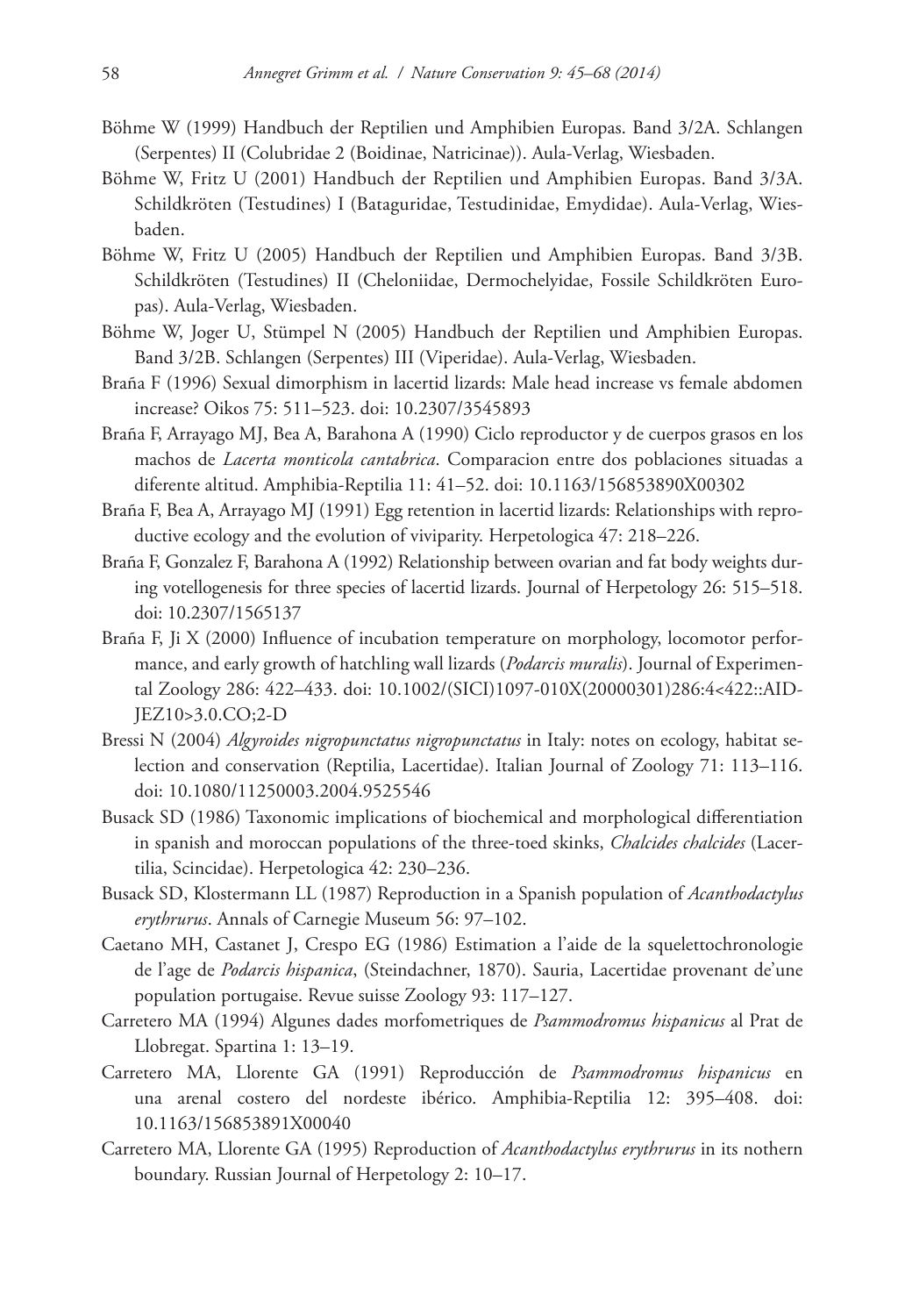Böhme W (1999) Handbuch der Reptilien und Amphibien Europas. Band 3/2A. Schlangen (Serpentes) II (Colubridae 2 (Boidinae, Natricinae)). Aula-Verlag, Wiesbaden.

Böhme W, Fritz U (2001) Handbuch der Reptilien und Amphibien Europas. Band 3/3A. Schildkröten (Testudines) I (Bataguridae, Testudinidae, Emydidae). Aula-Verlag, Wiesbaden.

Böhme W, Fritz U (2005) Handbuch der Reptilien und Amphibien Europas. Band 3/3B. Schildkröten (Testudines) II (Cheloniidae, Dermochelyidae, Fossile Schildkröten Europas). Aula-Verlag, Wiesbaden.

Böhme W, Joger U, Stümpel N (2005) Handbuch der Reptilien und Amphibien Europas. Band 3/2B. Schlangen (Serpentes) III (Viperidae). Aula-Verlag, Wiesbaden.

Braña F (1996) Sexual dimorphism in lacertid lizards: Male head increase vs female abdomen increase? Oikos 75: 511–523. doi: 10.2307/3545893

Braña F, Arrayago MJ, Bea A, Barahona A (1990) Ciclo reproductor y de cuerpos grasos en los machos de *Lacerta monticola cantabrica*. Comparacion entre dos poblaciones situadas a diferente altitud. Amphibia-Reptilia 11: 41–52. doi: 10.1163/156853890X00302

Braña F, Bea A, Arrayago MJ (1991) Egg retention in lacertid lizards: Relationships with reproductive ecology and the evolution of viviparity. Herpetologica 47: 218–226.

Braña F, Gonzalez F, Barahona A (1992) Relationship between ovarian and fat body weights during votellogenesis for three species of lacertid lizards. Journal of Herpetology 26: 515–518. doi: 10.2307/1565137

Braña F, Ji X (2000) Influence of incubation temperature on morphology, locomotor performance, and early growth of hatchling wall lizards (*Podarcis muralis*). Journal of Experimental Zoology 286: 422–433. doi: 10.1002/(SICI)1097-010X(20000301)286:4<422::AID-JEZ10>3.0.CO;2-D

Bressi N (2004) *Algyroides nigropunctatus nigropunctatus* in Italy: notes on ecology, habitat selection and conservation (Reptilia, Lacertidae). Italian Journal of Zoology 71: 113–116. doi: 10.1080/11250003.2004.9525546

Busack SD (1986) Taxonomic implications of biochemical and morphological differentiation in spanish and moroccan populations of the three-toed skinks, *Chalcides chalcides* (Lacertilia, Scincidae). Herpetologica 42: 230–236.

Busack SD, Klostermann LL (1987) Reproduction in a Spanish population of *Acanthodactylus erythrurus*. Annals of Carnegie Museum 56: 97–102.

Caetano MH, Castanet J, Crespo EG (1986) Estimation a l'aide de la squelettochronologie de l'age de *Podarcis hispanica*, (Steindachner, 1870). Sauria, Lacertidae provenant de'une population portugaise. Revue suisse Zoology 93: 117–127.

Carretero MA (1994) Algunes dades morfometriques de *Psammodromus hispanicus* al Prat de Llobregat. Spartina 1: 13–19.

Carretero MA, Llorente GA (1991) Reproducción de *Psammodromus hispanicus* en una arenal costero del nordeste ibérico. Amphibia-Reptilia 12: 395–408. doi: 10.1163/156853891X00040

Carretero MA, Llorente GA (1995) Reproduction of *Acanthodactylus erythrurus* in its nothern boundary. Russian Journal of Herpetology 2: 10–17.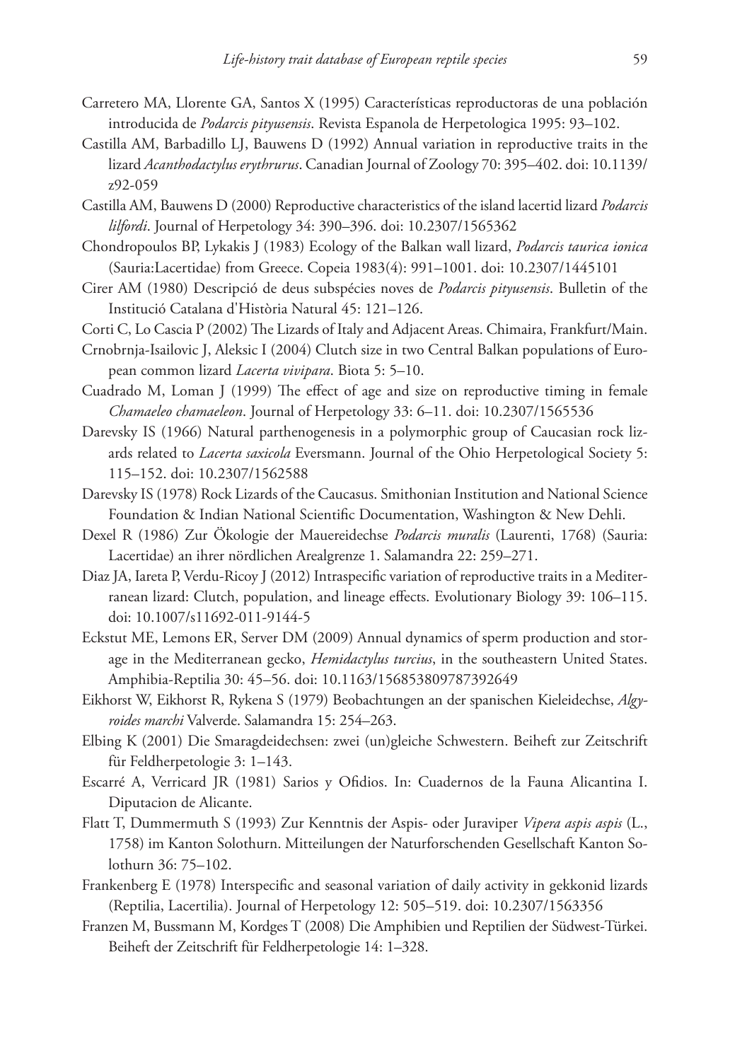Carretero MA, Llorente GA, Santos X (1995) Características reproductoras de una población introducida de *Podarcis pityusensis*. Revista Espanola de Herpetologica 1995: 93–102.

Castilla AM, Barbadillo LJ, Bauwens D (1992) Annual variation in reproductive traits in the lizard *Acanthodactylus erythrurus*. Canadian Journal of Zoology 70: 395–402. doi: 10.1139/z92-059

Castilla AM, Bauwens D (2000) Reproductive characteristics of the island lacertid lizard *Podarcis lilfordi*. Journal of Herpetology 34: 390–396. doi: 10.2307/1565362

Chondropoulos BP, Lykakis J (1983) Ecology of the Balkan wall lizard, *Podarcis taurica ionica* (Sauria:Lacertidae) from Greece. Copeia 1983(4): 991–1001. doi: 10.2307/1445101

Cirer AM (1980) Descripció de deus subspécies noves de *Podarcis pityusensis*. Bulletin of the Institució Catalana d'Història Natural 45: 121–126.

Corti C, Lo Cascia P (2002) The Lizards of Italy and Adjacent Areas. Chimaira, Frankfurt/Main.

Crnobrnja-Isailovic J, Aleksic I (2004) Clutch size in two Central Balkan populations of European common lizard *Lacerta vivipara*. Biota 5: 5–10.

Cuadrado M, Loman J (1999) The effect of age and size on reproductive timing in female *Chamaeleo chamaeleon*. Journal of Herpetology 33: 6–11. doi: 10.2307/1565536

Darevsky IS (1966) Natural parthenogenesis in a polymorphic group of Caucasian rock lizards related to *Lacerta saxicola* Eversmann. Journal of the Ohio Herpetological Society 5: 115–152. doi: 10.2307/1562588

Darevsky IS (1978) Rock Lizards of the Caucasus. Smithonian Institution and National Science Foundation & Indian National Scientific Documentation, Washington & New Dehli.

Dexel R (1986) Zur Ökologie der Mauereidechse *Podarcis muralis* (Laurenti, 1768) (Sauria: Lacertidae) an ihrer nördlichen Arealgrenze 1. Salamandra 22: 259–271.

Diaz JA, Iareta P, Verdu-Ricoy J (2012) Intraspecific variation of reproductive traits in a Mediterranean lizard: Clutch, population, and lineage effects. Evolutionary Biology 39: 106–115. doi: 10.1007/s11692-011-9144-5

Eckstut ME, Lemons ER, Server DM (2009) Annual dynamics of sperm production and storage in the Mediterranean gecko, *Hemidactylus turcius*, in the southeastern United States. Amphibia-Reptilia 30: 45–56. doi: 10.1163/156853809787392649

Eikhorst W, Eikhorst R, Rykena S (1979) Beobachtungen an der spanischen Kieleidechse, *Algyroides marchi* Valverde. Salamandra 15: 254–263.

Elbing K (2001) Die Smaragdeidechsen: zwei (un)gleiche Schwestern. Beiheft zur Zeitschrift für Feldherpetologie 3: 1–143.

Escarré A, Verricard JR (1981) Sarios y Ofidios. In: Cuadernos de la Fauna Alicantina I. Diputacion de Alicante.

Flatt T, Dummermuth S (1993) Zur Kenntnis der Aspis- oder Juraviper *Vipera aspis aspis* (L., 1758) im Kanton Solothurn. Mitteilungen der Naturforschenden Gesellschaft Kanton Solothurn 36: 75–102.

Frankenberg E (1978) Interspecific and seasonal variation of daily activity in gekkonid lizards (Reptilia, Lacertilia). Journal of Herpetology 12: 505–519. doi: 10.2307/1563356

Franzen M, Bussmann M, Kordges T (2008) Die Amphibien und Reptilien der Südwest-Türkei. Beiheft der Zeitschrift für Feldherpetologie 14: 1–328.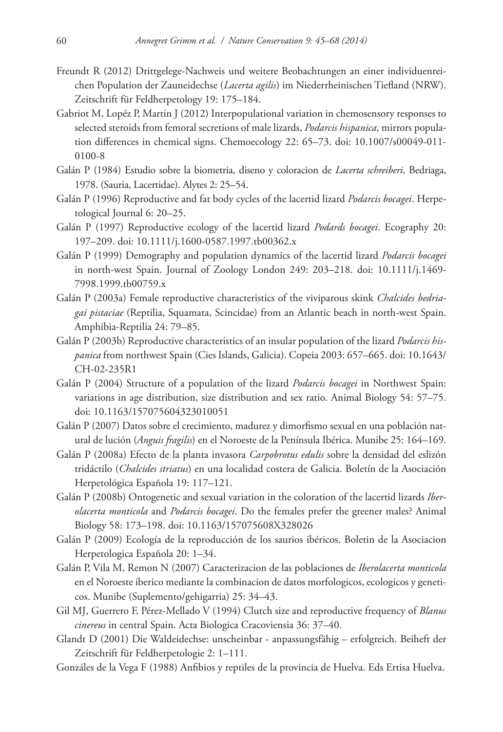Freundt R (2012) Drittgelege-Nachweis und weitere Beobachtungen an einer individuenreichen Population der Zauneidechse (*Lacerta agilis*) im Niederrheinischen Tiefland (NRW). Zeitschrift für Feldherpetology 19: 175–184.

Gabriot M, Lopéz P, Martin J (2012) Interpopulational variation in chemosensory responses to selected steroids from femoral secretions of male lizards, *Podarcis hispanica*, mirrors population differences in chemical signs. Chemoecology 22: 65–73. doi: 10.1007/s00049-011-0100-8

Galán P (1984) Estudio sobre la biometria, diseno y coloracion de *Lacerta schreiberi*, Bedriaga, 1978. (Sauria, Lacertidae). Alytes 2: 25–54.

Galán P (1996) Reproductive and fat body cycles of the lacertid lizard *Podarcis bocagei*. Herpetological Journal 6: 20–25.

Galán P (1997) Reproductive ecology of the lacertid lizard *Podards bocagei*. Ecography 20: 197–209. doi: 10.1111/j.1600-0587.1997.tb00362.x

Galán P (1999) Demography and population dynamics of the lacertid lizard *Podarcis bocagei* in north-west Spain. Journal of Zoology London 249: 203–218. doi: 10.1111/j.1469-7998.1999.tb00759.x

Galán P (2003a) Female reproductive characteristics of the viviparous skink *Chalcides bedriagai pistaciae* (Reptilia, Squamata, Scincidae) from an Atlantic beach in north-west Spain. Amphibia-Reptilia 24: 79–85.

Galán P (2003b) Reproductive characteristics of an insular population of the lizard *Podarcis hispanica* from northwest Spain (Cies Islands, Galicia). Copeia 2003: 657–665. doi: 10.1643/CH-02-235R1

Galán P (2004) Structure of a population of the lizard *Podarcis bocagei* in Northwest Spain: variations in age distribution, size distribution and sex ratio. Animal Biology 54: 57–75. doi: 10.1163/157075604323010051

Galán P (2007) Datos sobre el crecimiento, madurez y dimorfismo sexual en una población natural de lución (*Anguis fragilis*) en el Noroeste de la Península Ibérica. Munibe 25: 164–169.

Galán P (2008a) Efecto de la planta invasora *Carpobrotus edulis* sobre la densidad del eslizón tridáctilo (*Chalcides striatus*) en una localidad costera de Galicia. Boletín de la Asociación Herpetológica Española 19: 117–121.

Galán P (2008b) Ontogenetic and sexual variation in the coloration of the lacertid lizards *Iberolacerta monticola* and *Podarcis bocagei*. Do the females prefer the greener males? Animal Biology 58: 173–198. doi: 10.1163/157075608X328026

Galán P (2009) Ecología de la reproducción de los saurios ibéricos. Boletin de la Asociacion Herpetologica Española 20: 1–34.

Galán P, Vila M, Remon N (2007) Caracterizacion de las poblaciones de *Iberolacerta monticola* en el Noroeste iberico mediante la combinacion de datos morfologicos, ecologicos y geneticos. Munibe (Suplemento/gehigarria) 25: 34–43.

Gil MJ, Guerrero F, Pérez-Mellado V (1994) Clutch size and reproductive frequency of *Blanus cinereus* in central Spain. Acta Biologica Cracoviensia 36: 37–40.

Glandt D (2001) Die Waldeidechse: unscheinbar - anpassungsfähig – erfolgreich. Beiheft der Zeitschrift für Feldherpetologie 2: 1–111.

Gonzáles de la Vega F (1988) Anfibios y reptiles de la provincia de Huelva. Eds Ertisa Huelva.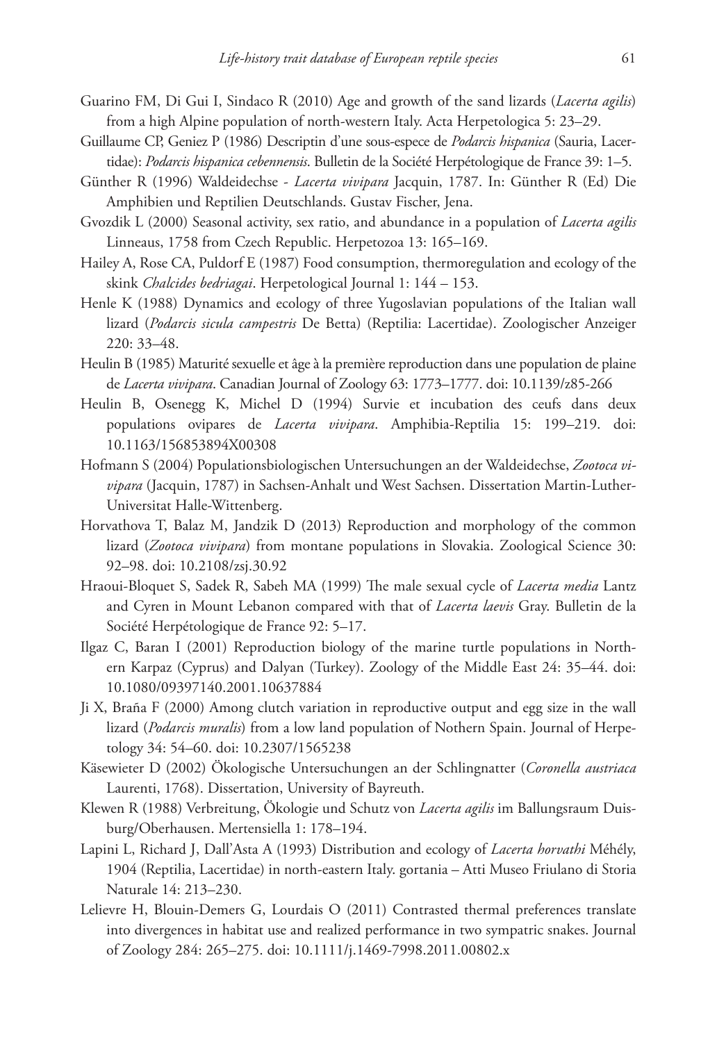Guarino FM, Di Gui I, Sindaco R (2010) Age and growth of the sand lizards (*Lacerta agilis*) from a high Alpine population of north-western Italy. Acta Herpetologica 5: 23–29.

Guillaume CP, Geniez P (1986) Descriptin d'une sous-espece de *Podarcis hispanica* (Sauria, Lacertidae): *Podarcis hispanica cebennensis*. Bulletin de la Société Herpétologique de France 39: 1–5.

Günther R (1996) Waldeidechse - *Lacerta vivipara* Jacquin, 1787. In: Günther R (Ed) Die Amphibien und Reptilien Deutschlands. Gustav Fischer, Jena.

Gvozdik L (2000) Seasonal activity, sex ratio, and abundance in a population of *Lacerta agilis* Linneaus, 1758 from Czech Republic. Herpetozoa 13: 165–169.

Hailey A, Rose CA, Puldorf E (1987) Food consumption, thermoregulation and ecology of the skink *Chalcides bedriagai*. Herpetological Journal 1: 144 – 153.

Henle K (1988) Dynamics and ecology of three Yugoslavian populations of the Italian wall lizard (*Podarcis sicula campestris* De Betta) (Reptilia: Lacertidae). Zoologischer Anzeiger 220: 33–48.

Heulin B (1985) Maturité sexuelle et âge à la première reproduction dans une population de plaine de *Lacerta vivipara*. Canadian Journal of Zoology 63: 1773–1777. doi: 10.1139/z85-266

Heulin B, Osenegg K, Michel D (1994) Survie et incubation des ceufs dans deux populations ovipares de *Lacerta vivipara*. Amphibia-Reptilia 15: 199–219. doi: 10.1163/156853894X00308

Hofmann S (2004) Populationsbiologischen Untersuchungen an der Waldeidechse, *Zootoca vivipara* (Jacquin, 1787) in Sachsen-Anhalt und West Sachsen. Dissertation Martin-Luther-Universitat Halle-Wittenberg.

Horvathova T, Balaz M, Jandzik D (2013) Reproduction and morphology of the common lizard (*Zootoca vivipara*) from montane populations in Slovakia. Zoological Science 30: 92–98. doi: 10.2108/zsj.30.92

Hraoui-Bloquet S, Sadek R, Sabeh MA (1999) The male sexual cycle of *Lacerta media* Lantz and Cyren in Mount Lebanon compared with that of *Lacerta laevis* Gray. Bulletin de la Société Herpétologique de France 92: 5–17.

Ilgaz C, Baran I (2001) Reproduction biology of the marine turtle populations in Northern Karpaz (Cyprus) and Dalyan (Turkey). Zoology of the Middle East 24: 35–44. doi: 10.1080/09397140.2001.10637884

Ji X, Braña F (2000) Among clutch variation in reproductive output and egg size in the wall lizard (*Podarcis muralis*) from a low land population of Nothern Spain. Journal of Herpetology 34: 54–60. doi: 10.2307/1565238

Käsewieter D (2002) Ökologische Untersuchungen an der Schlingnatter (*Coronella austriaca* Laurenti, 1768). Dissertation, University of Bayreuth.

Klewen R (1988) Verbreitung, Ökologie und Schutz von *Lacerta agilis* im Ballungsraum Duisburg/Oberhausen. Mertensiella 1: 178–194.

Lapini L, Richard J, Dall'Asta A (1993) Distribution and ecology of *Lacerta horvathi* Méhély, 1904 (Reptilia, Lacertidae) in north-eastern Italy. gortania – Atti Museo Friulano di Storia Naturale 14: 213–230.

Lelievre H, Blouin-Demers G, Lourdais O (2011) Contrasted thermal preferences translate into divergences in habitat use and realized performance in two sympatric snakes. Journal of Zoology 284: 265–275. doi: 10.1111/j.1469-7998.2011.00802.x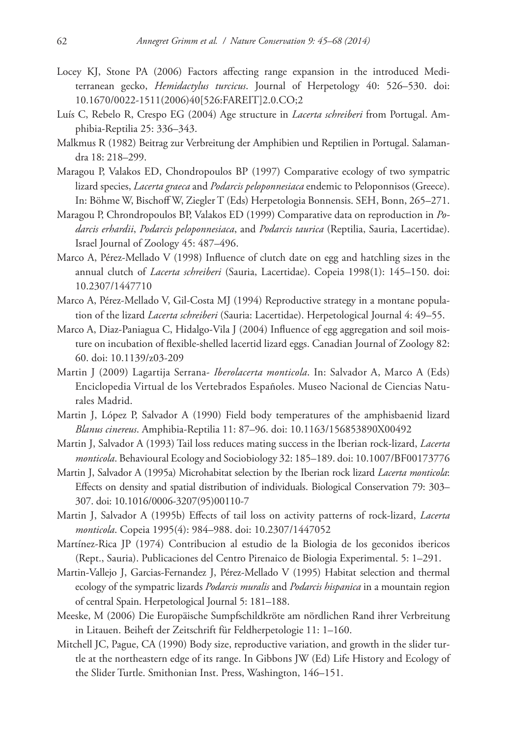Locey KJ, Stone PA (2006) Factors affecting range expansion in the introduced Mediterranean gecko, *Hemidactylus turcicus*. Journal of Herpetology 40: 526–530. doi: 10.1670/0022-1511(2006)40[526:FAREIT]2.0.CO;2

Luís C, Rebelo R, Crespo EG (2004) Age structure in *Lacerta schreiberi* from Portugal. Amphibia-Reptilia 25: 336–343.

Malkmus R (1982) Beitrag zur Verbreitung der Amphibien und Reptilien in Portugal. Salamandra 18: 218–299.

Maragou P, Valakos ED, Chondropoulos BP (1997) Comparative ecology of two sympatric lizard species, *Lacerta graeca* and *Podarcis peloponnesiaca* endemic to Peloponnisos (Greece). In: Böhme W, Bischoff W, Ziegler T (Eds) Herpetologia Bonnensis. SEH, Bonn, 265–271.

Maragou P, Chrondropoulos BP, Valakos ED (1999) Comparative data on reproduction in *Podarcis erhardii*, *Podarcis peloponnesiaca*, and *Podarcis taurica* (Reptilia, Sauria, Lacertidae). Israel Journal of Zoology 45: 487–496.

Marco A, Pérez-Mellado V (1998) Influence of clutch date on egg and hatchling sizes in the annual clutch of *Lacerta schreiberi* (Sauria, Lacertidae). Copeia 1998(1): 145–150. doi: 10.2307/1447710

Marco A, Pérez-Mellado V, Gil-Costa MJ (1994) Reproductive strategy in a montane population of the lizard *Lacerta schreiberi* (Sauria: Lacertidae). Herpetological Journal 4: 49–55.

Marco A, Diaz-Paniagua C, Hidalgo-Vila J (2004) Influence of egg aggregation and soil moisture on incubation of flexible-shelled lacertid lizard eggs. Canadian Journal of Zoology 82: 60. doi: 10.1139/z03-209

Martin J (2009) Lagartija Serrana- *Iberolacerta monticola*. In: Salvador A, Marco A (Eds) Enciclopedia Virtual de los Vertebrados Españoles. Museo Nacional de Ciencias Naturales Madrid.

Martin J, López P, Salvador A (1990) Field body temperatures of the amphisbaenid lizard *Blanus cinereus*. Amphibia-Reptilia 11: 87–96. doi: 10.1163/156853890X00492

Martin J, Salvador A (1993) Tail loss reduces mating success in the Iberian rock-lizard, *Lacerta monticola*. Behavioural Ecology and Sociobiology 32: 185–189. doi: 10.1007/BF00173776

Martin J, Salvador A (1995a) Microhabitat selection by the Iberian rock lizard *Lacerta monticola*: Effects on density and spatial distribution of individuals. Biological Conservation 79: 303–307. doi: 10.1016/0006-3207(95)00110-7

Martin J, Salvador A (1995b) Effects of tail loss on activity patterns of rock-lizard, *Lacerta monticola*. Copeia 1995(4): 984–988. doi: 10.2307/1447052

Martínez-Rica JP (1974) Contribucion al estudio de la Biologia de los geconidos ibericos (Rept., Sauria). Publicaciones del Centro Pirenaico de Biologia Experimental. 5: 1–291.

Martin-Vallejo J, Garcias-Fernandez J, Pérez-Mellado V (1995) Habitat selection and thermal ecology of the sympatric lizards *Podarcis muralis* and *Podarcis hispanica* in a mountain region of central Spain. Herpetological Journal 5: 181–188.

Meeske, M (2006) Die Europäische Sumpfschildkröte am nördlichen Rand ihrer Verbreitung in Litauen. Beiheft der Zeitschrift für Feldherpetologie 11: 1–160.

Mitchell JC, Pague, CA (1990) Body size, reproductive variation, and growth in the slider turtle at the northeastern edge of its range. In Gibbons JW (Ed) Life History and Ecology of the Slider Turtle. Smithonian Inst. Press, Washington, 146–151.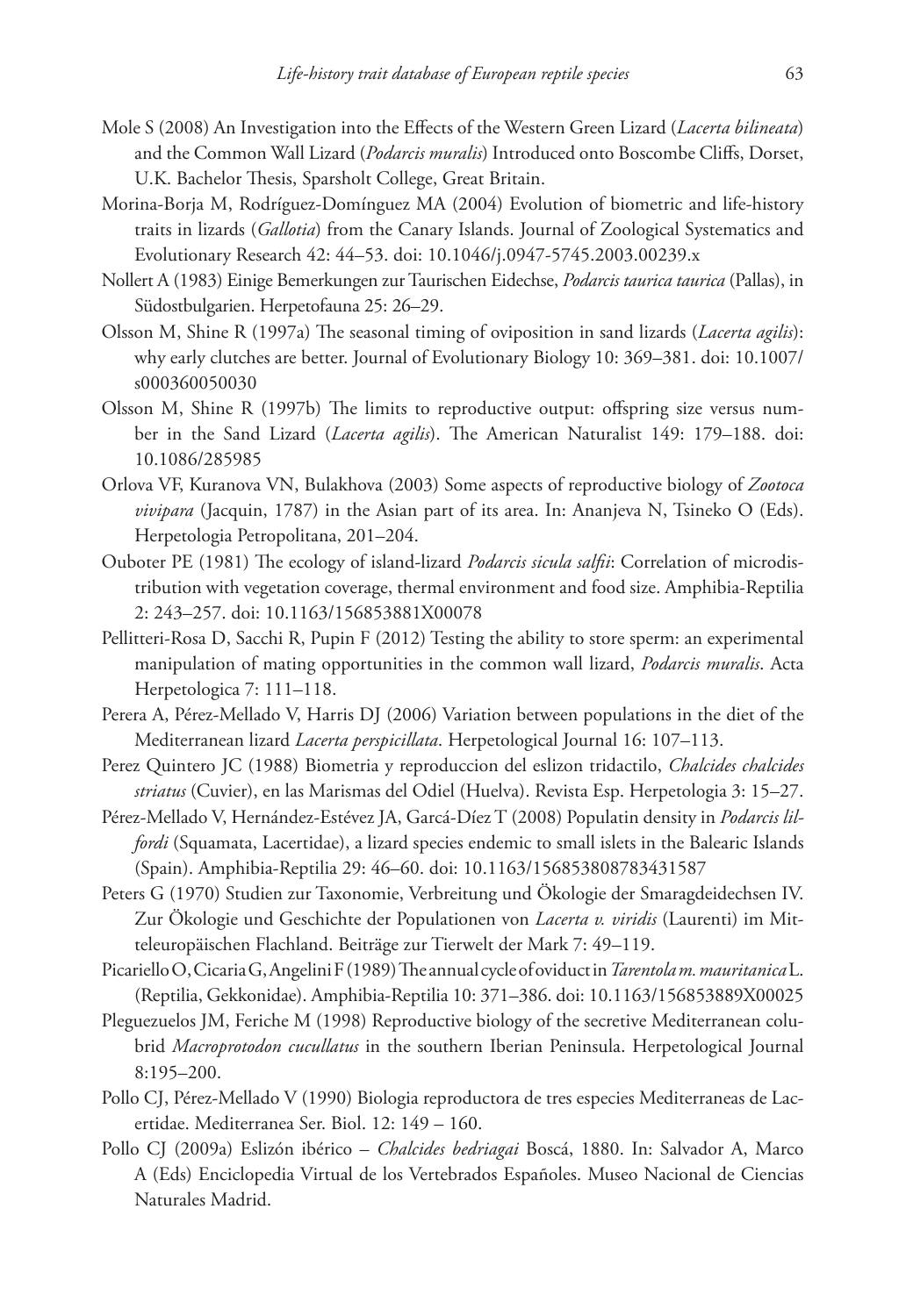Mole S (2008) An Investigation into the Effects of the Western Green Lizard (*Lacerta bilineata*) and the Common Wall Lizard (*Podarcis muralis*) Introduced onto Boscombe Cliffs, Dorset, U.K. Bachelor Thesis, Sparsholt College, Great Britain.

Morina-Borja M, Rodríguez-Domínguez MA (2004) Evolution of biometric and life-history traits in lizards (*Gallotia*) from the Canary Islands. Journal of Zoological Systematics and Evolutionary Research 42: 44–53. doi: 10.1046/j.0947-5745.2003.00239.x

Nollert A (1983) Einige Bemerkungen zur Taurischen Eidechse, *Podarcis taurica taurica* (Pallas), in Südostbulgarien. Herpetofauna 25: 26–29.

Olsson M, Shine R (1997a) The seasonal timing of oviposition in sand lizards (*Lacerta agilis*): why early clutches are better. Journal of Evolutionary Biology 10: 369–381. doi: 10.1007/s000360050030

Olsson M, Shine R (1997b) The limits to reproductive output: offspring size versus number in the Sand Lizard (*Lacerta agilis*). The American Naturalist 149: 179–188. doi: 10.1086/285985

Orlova VF, Kuranova VN, Bulakhova (2003) Some aspects of reproductive biology of *Zootoca vivipara* (Jacquin, 1787) in the Asian part of its area. In: Ananjeva N, Tsineko O (Eds). Herpetologia Petropolitana, 201–204.

Ouboter PE (1981) The ecology of island-lizard *Podarcis sicula salfii*: Correlation of microdistribution with vegetation coverage, thermal environment and food size. Amphibia-Reptilia 2: 243–257. doi: 10.1163/156853881X00078

Pellitteri-Rosa D, Sacchi R, Pupin F (2012) Testing the ability to store sperm: an experimental manipulation of mating opportunities in the common wall lizard, *Podarcis muralis*. Acta Herpetologica 7: 111–118.

Perera A, Pérez-Mellado V, Harris DJ (2006) Variation between populations in the diet of the Mediterranean lizard *Lacerta perspicillata*. Herpetological Journal 16: 107–113.

Perez Quintero JC (1988) Biometria y reproduccion del eslizon tridactilo, *Chalcides chalcides striatus* (Cuvier), en las Marismas del Odiel (Huelva). Revista Esp. Herpetologia 3: 15–27.

Pérez-Mellado V, Hernández-Estévez JA, Garcá-Díez T (2008) Populatin density in *Podarcis lilfordi* (Squamata, Lacertidae), a lizard species endemic to small islets in the Balearic Islands (Spain). Amphibia-Reptilia 29: 46–60. doi: 10.1163/156853808783431587

Peters G (1970) Studien zur Taxonomie, Verbreitung und Ökologie der Smaragdeidechsen IV. Zur Ökologie und Geschichte der Populationen von *Lacerta v. viridis* (Laurenti) im Mitteleuropäischen Flachland. Beiträge zur Tierwelt der Mark 7: 49–119.

Picariello O, Cicaria G, Angelini F (1989) The annual cycle of oviduct in *Tarentola m. mauritanica* L. (Reptilia, Gekkonidae). Amphibia-Reptilia 10: 371–386. doi: 10.1163/156853889X00025

Pleguezuelos JM, Feriche M (1998) Reproductive biology of the secretive Mediterranean colubrid *Macroprotodon cucullatus* in the southern Iberian Peninsula. Herpetological Journal 8:195–200.

Pollo CJ, Pérez-Mellado V (1990) Biologia reproductora de tres especies Mediterraneas de Lacertidae. Mediterranea Ser. Biol. 12: 149 – 160.

Pollo CJ (2009a) Eslizón ibérico – *Chalcides bedriagai* Boscá, 1880. In: Salvador A, Marco A (Eds) Enciclopedia Virtual de los Vertebrados Españoles. Museo Nacional de Ciencias Naturales Madrid.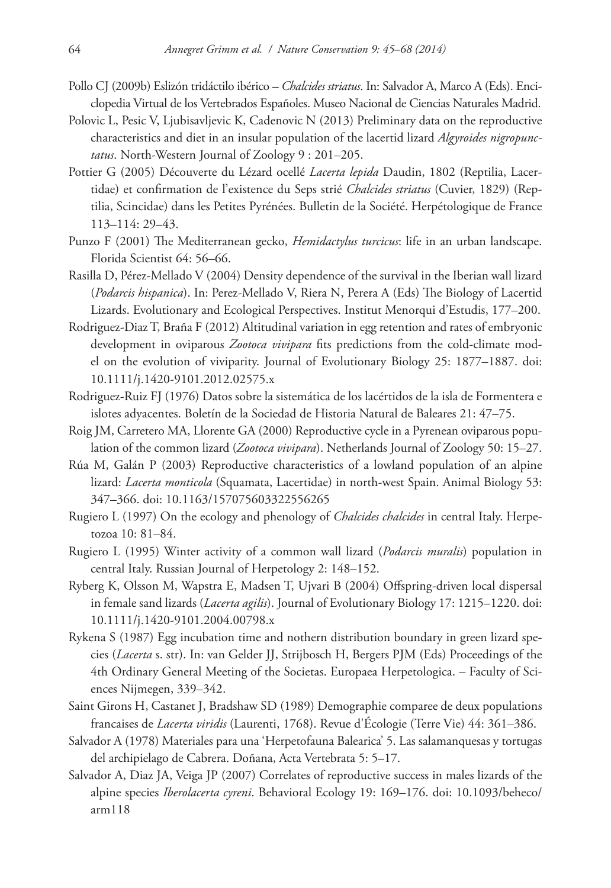Pollo CJ (2009b) Eslizón tridáctilo ibérico – *Chalcides striatus*. In: Salvador A, Marco A (Eds). Enciclopedia Virtual de los Vertebrados Españoles. Museo Nacional de Ciencias Naturales Madrid.

Polovic L, Pesic V, Ljubisavljevic K, Cadenovic N (2013) Preliminary data on the reproductive characteristics and diet in an insular population of the lacertid lizard *Algyroides nigropunctatus*. North-Western Journal of Zoology 9 : 201–205.

Pottier G (2005) Découverte du Lézard ocellé *Lacerta lepida* Daudin, 1802 (Reptilia, Lacertidae) et confirmation de l'existence du Seps strié *Chalcides striatus* (Cuvier, 1829) (Reptilia, Scincidae) dans les Petites Pyrénées. Bulletin de la Société. Herpétologique de France 113–114: 29–43.

Punzo F (2001) The Mediterranean gecko, *Hemidactylus turcicus*: life in an urban landscape. Florida Scientist 64: 56–66.

Rasilla D, Pérez-Mellado V (2004) Density dependence of the survival in the Iberian wall lizard (*Podarcis hispanica*). In: Perez-Mellado V, Riera N, Perera A (Eds) The Biology of Lacertid Lizards. Evolutionary and Ecological Perspectives. Institut Menorqui d'Estudis, 177–200.

Rodriguez-Diaz T, Braña F (2012) Altitudinal variation in egg retention and rates of embryonic development in oviparous *Zootoca vivipara* fits predictions from the cold-climate model on the evolution of viviparity. Journal of Evolutionary Biology 25: 1877–1887. doi: 10.1111/j.1420-9101.2012.02575.x

Rodriguez-Ruiz FJ (1976) Datos sobre la sistemática de los lacértidos de la isla de Formentera e islotes adyacentes. Boletín de la Sociedad de Historia Natural de Baleares 21: 47–75.

Roig JM, Carretero MA, Llorente GA (2000) Reproductive cycle in a Pyrenean oviparous population of the common lizard (*Zootoca vivipara*). Netherlands Journal of Zoology 50: 15–27.

Rúa M, Galán P (2003) Reproductive characteristics of a lowland population of an alpine lizard: *Lacerta monticola* (Squamata, Lacertidae) in north-west Spain. Animal Biology 53: 347–366. doi: 10.1163/157075603322556265

Rugiero L (1997) On the ecology and phenology of *Chalcides chalcides* in central Italy. Herpetozoa 10: 81–84.

Rugiero L (1995) Winter activity of a common wall lizard (*Podarcis muralis*) population in central Italy. Russian Journal of Herpetology 2: 148–152.

Ryberg K, Olsson M, Wapstra E, Madsen T, Ujvari B (2004) Offspring-driven local dispersal in female sand lizards (*Lacerta agilis*). Journal of Evolutionary Biology 17: 1215–1220. doi: 10.1111/j.1420-9101.2004.00798.x

Rykena S (1987) Egg incubation time and nothern distribution boundary in green lizard species (*Lacerta* s. str). In: van Gelder JJ, Strijbosch H, Bergers PJM (Eds) Proceedings of the 4th Ordinary General Meeting of the Societas. Europaea Herpetologica. – Faculty of Sciences Nijmegen, 339–342.

Saint Girons H, Castanet J, Bradshaw SD (1989) Demographie comparee de deux populations francaises de *Lacerta viridis* (Laurenti, 1768). Revue d'Écologie (Terre Vie) 44: 361–386.

Salvador A (1978) Materiales para una 'Herpetofauna Balearica' 5. Las salamanquesas y tortugas del archipielago de Cabrera. Doñana, Acta Vertebrata 5: 5–17.

Salvador A, Diaz JA, Veiga JP (2007) Correlates of reproductive success in males lizards of the alpine species *Iberolacerta cyreni*. Behavioral Ecology 19: 169–176. doi: 10.1093/beheco/arm118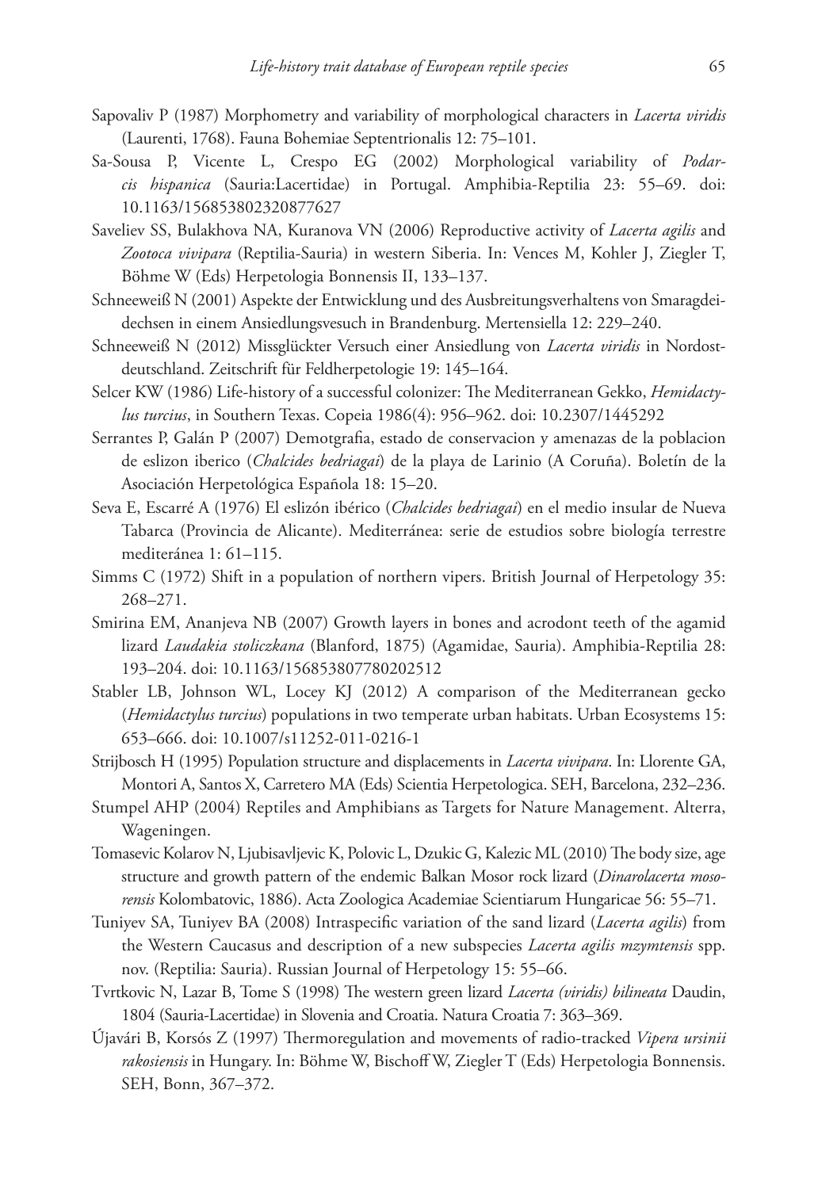Sapovaliv P (1987) Morphometry and variability of morphological characters in *Lacerta viridis* (Laurenti, 1768). Fauna Bohemiae Septentrionalis 12: 75–101.

Sa-Sousa P, Vicente L, Crespo EG (2002) Morphological variability of *Podarcis hispanica* (Sauria:Lacertidae) in Portugal. Amphibia-Reptilia 23: 55–69. doi: 10.1163/156853802320877627

Saveliev SS, Bulakhova NA, Kuranova VN (2006) Reproductive activity of *Lacerta agilis* and *Zootoca vivipara* (Reptilia-Sauria) in western Siberia. In: Vences M, Kohler J, Ziegler T, Böhme W (Eds) Herpetologia Bonnensis II, 133–137.

Schneeweiß N (2001) Aspekte der Entwicklung und des Ausbreitungsverhaltens von Smaragdeidechsen in einem Ansiedlungsvesuch in Brandenburg. Mertensiella 12: 229–240.

Schneeweiß N (2012) Missglückter Versuch einer Ansiedlung von *Lacerta viridis* in Nordostdeutschland. Zeitschrift für Feldherpetologie 19: 145–164.

Selcer KW (1986) Life-history of a successful colonizer: The Mediterranean Gekko, *Hemidactylus turcius*, in Southern Texas. Copeia 1986(4): 956–962. doi: 10.2307/1445292

Serrantes P, Galán P (2007) Demotgrafia, estado de conservacion y amenazas de la poblacion de eslizon iberico (*Chalcides bedriagai*) de la playa de Larinio (A Coruña). Boletín de la Asociación Herpetológica Española 18: 15–20.

Seva E, Escarré A (1976) El eslizón ibérico (*Chalcides bedriagai*) en el medio insular de Nueva Tabarca (Provincia de Alicante). Mediterránea: serie de estudios sobre biología terrestre mediteránea 1: 61–115.

Simms C (1972) Shift in a population of northern vipers. British Journal of Herpetology 35: 268–271.

Smirina EM, Ananjeva NB (2007) Growth layers in bones and acrodont teeth of the agamid lizard *Laudakia stoliczkana* (Blanford, 1875) (Agamidae, Sauria). Amphibia-Reptilia 28: 193–204. doi: 10.1163/156853807780202512

Stabler LB, Johnson WL, Locey KJ (2012) A comparison of the Mediterranean gecko (*Hemidactylus turcius*) populations in two temperate urban habitats. Urban Ecosystems 15: 653–666. doi: 10.1007/s11252-011-0216-1

Strijbosch H (1995) Population structure and displacements in *Lacerta vivipara*. In: Llorente GA, Montori A, Santos X, Carretero MA (Eds) Scientia Herpetologica. SEH, Barcelona, 232–236.

Stumpel AHP (2004) Reptiles and Amphibians as Targets for Nature Management. Alterra, Wageningen.

Tomasevic Kolarov N, Ljubisavljevic K, Polovic L, Dzukic G, Kalezic ML (2010) The body size, age structure and growth pattern of the endemic Balkan Mosor rock lizard (*Dinarolacerta mosorensis* Kolombatovic, 1886). Acta Zoologica Academiae Scientiarum Hungaricae 56: 55–71.

Tuniyev SA, Tuniyev BA (2008) Intraspecific variation of the sand lizard (*Lacerta agilis*) from the Western Caucasus and description of a new subspecies *Lacerta agilis mzymtensis* spp. nov. (Reptilia: Sauria). Russian Journal of Herpetology 15: 55–66.

Tvrtkovic N, Lazar B, Tome S (1998) The western green lizard *Lacerta (viridis) bilineata* Daudin, 1804 (Sauria-Lacertidae) in Slovenia and Croatia. Natura Croatia 7: 363–369.

Újavári B, Korsós Z (1997) Thermoregulation and movements of radio-tracked *Vipera ursinii rakosiensis* in Hungary. In: Böhme W, Bischoff W, Ziegler T (Eds) Herpetologia Bonnensis. SEH, Bonn, 367–372.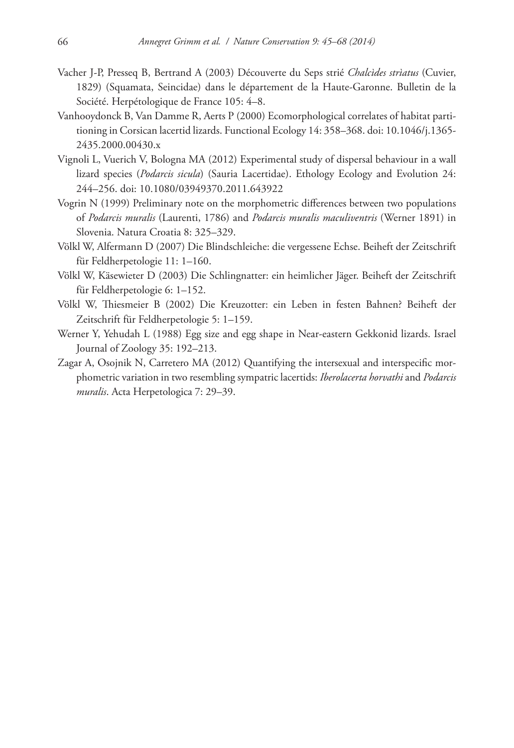Vacher J-P, Presseq B, Bertrand A (2003) Découverte du Seps strié *Chalcides striatus* (Cuvier, 1829) (Squamata, Seincidae) dans le département de la Haute-Garonne. Bulletin de la Société. Herpétologique de France 105: 4–8.

Vanhooydonck B, Van Damme R, Aerts P (2000) Ecomorphological correlates of habitat partitioning in Corsican lacertid lizards. Functional Ecology 14: 358–368. doi: 10.1046/j.1365-2435.2000.00430.x

Vignoli L, Vuerich V, Bologna MA (2012) Experimental study of dispersal behaviour in a wall lizard species (*Podarcis sicula*) (Sauria Lacertidae). Ethology Ecology and Evolution 24: 244–256. doi: 10.1080/03949370.2011.643922

Vogrin N (1999) Preliminary note on the morphometric differences between two populations of *Podarcis muralis* (Laurenti, 1786) and *Podarcis muralis maculiventris* (Werner 1891) in Slovenia. Natura Croatia 8: 325–329.

Völkl W, Alfermann D (2007) Die Blindschleiche: die vergessene Echse. Beiheft der Zeitschrift für Feldherpetologie 11: 1–160.

Völkl W, Käsewieter D (2003) Die Schlingnatter: ein heimlicher Jäger. Beiheft der Zeitschrift für Feldherpetologie 6: 1–152.

Völkl W, Thiesmeier B (2002) Die Kreuzotter: ein Leben in festen Bahnen? Beiheft der Zeitschrift für Feldherpetologie 5: 1–159.

Werner Y, Yehudah L (1988) Egg size and egg shape in Near-eastern Gekkonid lizards. Israel Journal of Zoology 35: 192–213.

Zagar A, Osojnik N, Carretero MA (2012) Quantifying the intersexual and interspecific morphometric variation in two resembling sympatric lacertids: *Iberolacerta horvathi* and *Podarcis muralis*. Acta Herpetologica 7: 29–39.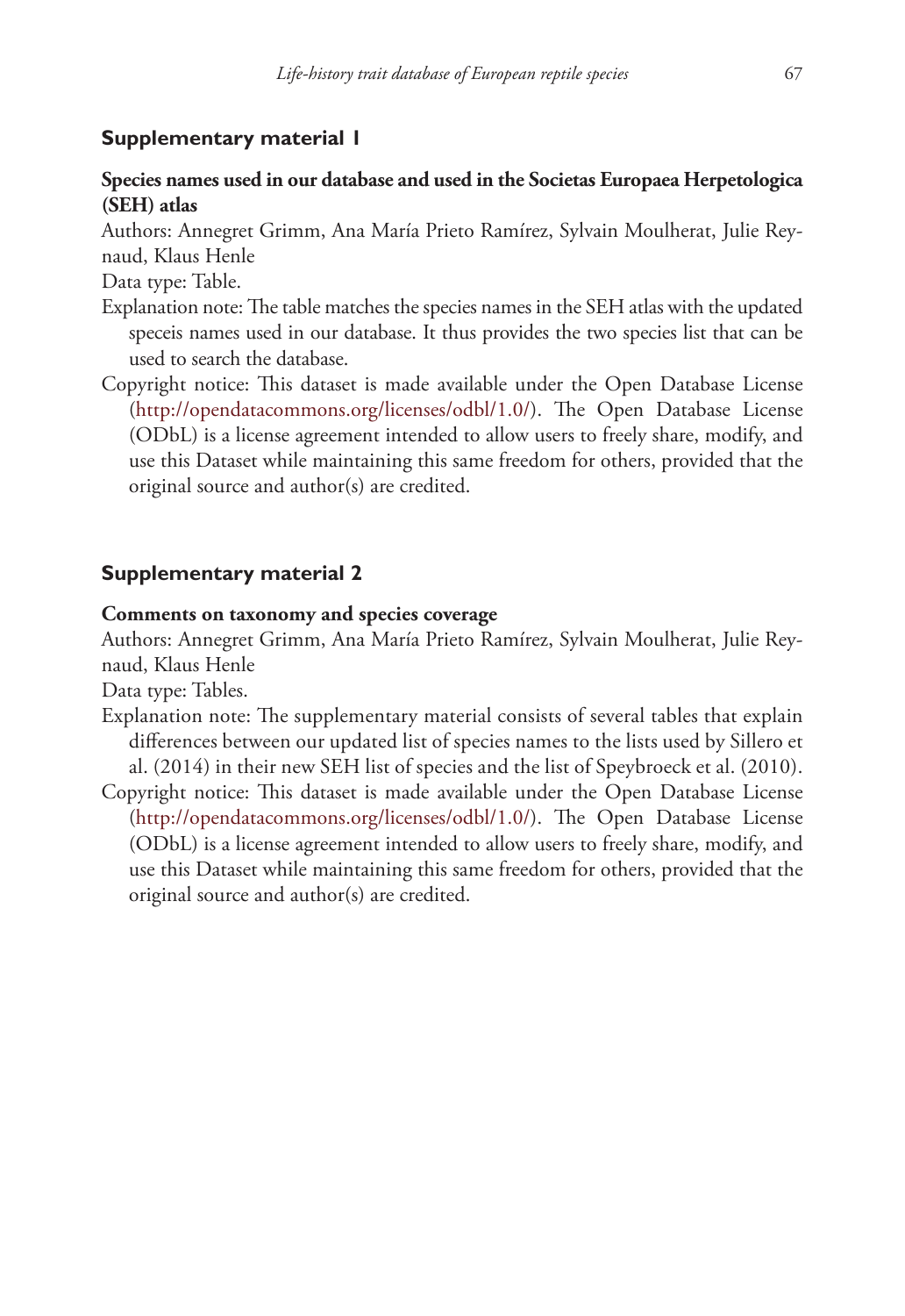## Supplementary material 1

**Species names used in our database and used in the Societas Europaea Herpetologica (SEH) atlas**

Authors: Annegret Grimm, Ana María Prieto Ramírez, Sylvain Moulherat, Julie Reynaud, Klaus Henle

Data type: Table.

Explanation note: The table matches the species names in the SEH atlas with the updated speceis names used in our database. It thus provides the two species list that can be used to search the database.

Copyright notice: This dataset is made available under the Open Database License (http://opendatacommons.org/licenses/odbl/1.0/). The Open Database License (ODbL) is a license agreement intended to allow users to freely share, modify, and use this Dataset while maintaining this same freedom for others, provided that the original source and author(s) are credited.

## Supplementary material 2

**Comments on taxonomy and species coverage**

Authors: Annegret Grimm, Ana María Prieto Ramírez, Sylvain Moulherat, Julie Reynaud, Klaus Henle

Data type: Tables.

Explanation note: The supplementary material consists of several tables that explain differences between our updated list of species names to the lists used by Sillero et al. (2014) in their new SEH list of species and the list of Speybroeck et al. (2010).

Copyright notice: This dataset is made available under the Open Database License (http://opendatacommons.org/licenses/odbl/1.0/). The Open Database License (ODbL) is a license agreement intended to allow users to freely share, modify, and use this Dataset while maintaining this same freedom for others, provided that the original source and author(s) are credited.